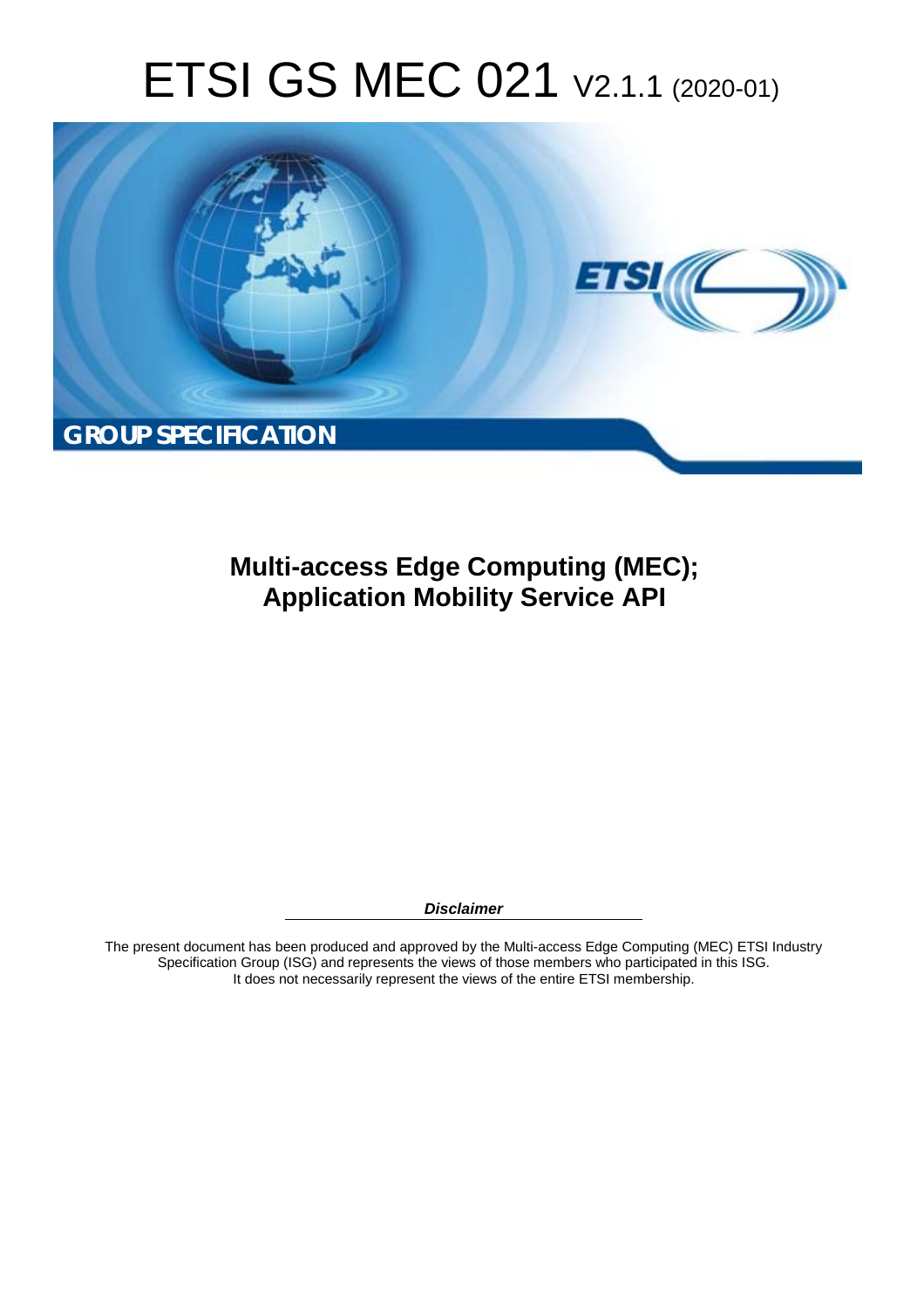# ETSI GS MEC 021 V2.1.1 (2020-01)

**GROUP SPECIFICATION**

## Multi-access Edge Computing (MEC); Application Mobility Service API

***Disclaimer***

The present document has been produced and approved by the Multi-access Edge Computing (MEC) ETSI Industry Specification Group (ISG) and represents the views of those members who participated in this ISG. It does not necessarily represent the views of the entire ETSI membership.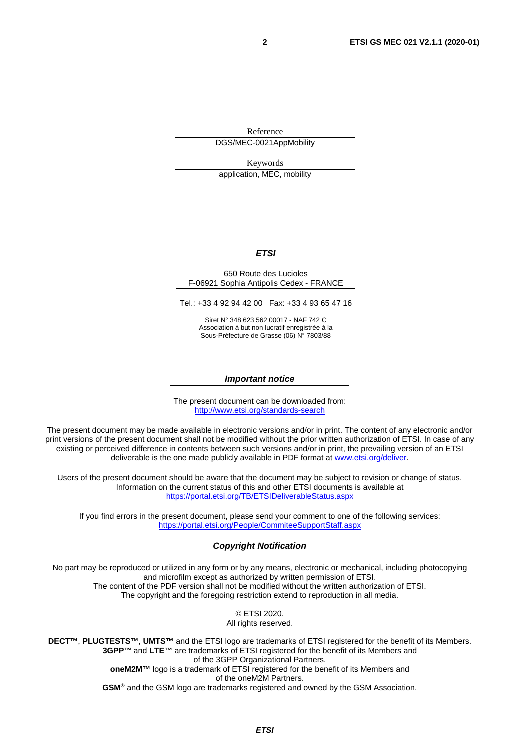Reference

DGS/MEC-0021AppMobility

Keywords

application, MEC, mobility

***ETSI***

650 Route des Lucioles
F-06921 Sophia Antipolis Cedex - FRANCE

Tel.: +33 4 92 94 42 00   Fax: +33 4 93 65 47 16

Siret N° 348 623 562 00017 - NAF 742 C
Association à but non lucratif enregistrée à la
Sous-Préfecture de Grasse (06) N° 7803/88

***Important notice***

The present document can be downloaded from:
http://www.etsi.org/standards-search

The present document may be made available in electronic versions and/or in print. The content of any electronic and/or print versions of the present document shall not be modified without the prior written authorization of ETSI. In case of any existing or perceived difference in contents between such versions and/or in print, the prevailing version of an ETSI deliverable is the one made publicly available in PDF format at www.etsi.org/deliver.

Users of the present document should be aware that the document may be subject to revision or change of status. Information on the current status of this and other ETSI documents is available at https://portal.etsi.org/TB/ETSIDeliverableStatus.aspx

If you find errors in the present document, please send your comment to one of the following services:
https://portal.etsi.org/People/CommiteeSupportStaff.aspx

***Copyright Notification***

No part may be reproduced or utilized in any form or by any means, electronic or mechanical, including photocopying and microfilm except as authorized by written permission of ETSI.
The content of the PDF version shall not be modified without the written authorization of ETSI.
The copyright and the foregoing restriction extend to reproduction in all media.

© ETSI 2020.
All rights reserved.

**DECT™**, **PLUGTESTS™**, **UMTS™** and the ETSI logo are trademarks of ETSI registered for the benefit of its Members.
**3GPP™** and **LTE™** are trademarks of ETSI registered for the benefit of its Members and of the 3GPP Organizational Partners.
**oneM2M™** logo is a trademark of ETSI registered for the benefit of its Members and of the oneM2M Partners.
**GSM®** and the GSM logo are trademarks registered and owned by the GSM Association.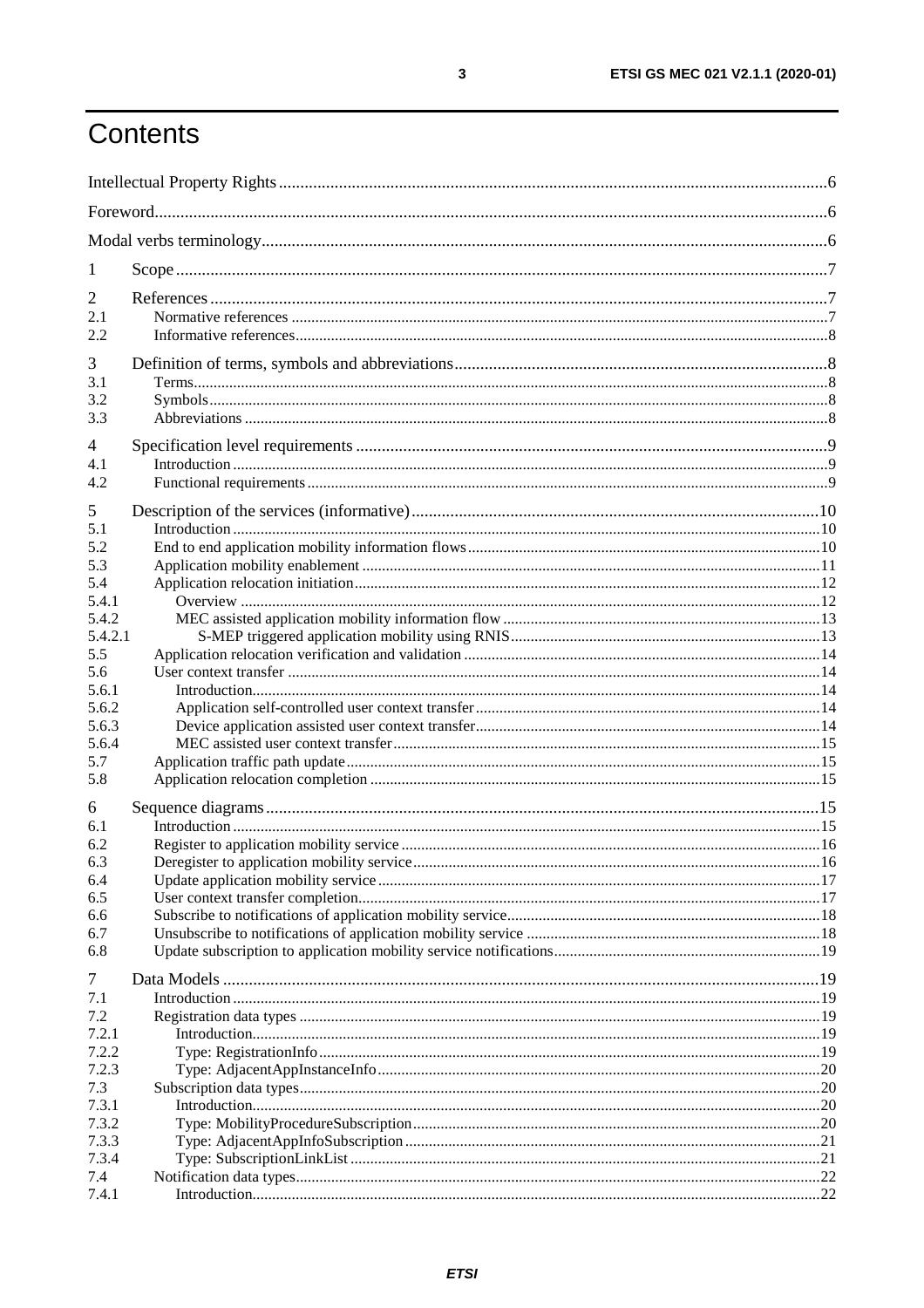# Contents

Intellectual Property Rights ... 6

Foreword ... 6

Modal verbs terminology ... 6

1 Scope ... 7

2 References ... 7
- 2.1 Normative references ... 7
- 2.2 Informative references ... 8

3 Definition of terms, symbols and abbreviations ... 8
- 3.1 Terms ... 8
- 3.2 Symbols ... 8
- 3.3 Abbreviations ... 8

4 Specification level requirements ... 9
- 4.1 Introduction ... 9
- 4.2 Functional requirements ... 9

5 Description of the services (informative) ... 10
- 5.1 Introduction ... 10
- 5.2 End to end application mobility information flows ... 10
- 5.3 Application mobility enablement ... 11
- 5.4 Application relocation initiation ... 12
  - 5.4.1 Overview ... 12
  - 5.4.2 MEC assisted application mobility information flow ... 13
    - 5.4.2.1 S-MEP triggered application mobility using RNIS ... 13
- 5.5 Application relocation verification and validation ... 14
- 5.6 User context transfer ... 14
  - 5.6.1 Introduction ... 14
  - 5.6.2 Application self-controlled user context transfer ... 14
  - 5.6.3 Device application assisted user context transfer ... 14
  - 5.6.4 MEC assisted user context transfer ... 15
- 5.7 Application traffic path update ... 15
- 5.8 Application relocation completion ... 15

6 Sequence diagrams ... 15
- 6.1 Introduction ... 15
- 6.2 Register to application mobility service ... 16
- 6.3 Deregister to application mobility service ... 16
- 6.4 Update application mobility service ... 17
- 6.5 User context transfer completion ... 17
- 6.6 Subscribe to notifications of application mobility service ... 18
- 6.7 Unsubscribe to notifications of application mobility service ... 18
- 6.8 Update subscription to application mobility service notifications ... 19

7 Data Models ... 19
- 7.1 Introduction ... 19
- 7.2 Registration data types ... 19
  - 7.2.1 Introduction ... 19
  - 7.2.2 Type: RegistrationInfo ... 19
  - 7.2.3 Type: AdjacentAppInstanceInfo ... 20
- 7.3 Subscription data types ... 20
  - 7.3.1 Introduction ... 20
  - 7.3.2 Type: MobilityProcedureSubscription ... 20
  - 7.3.3 Type: AdjacentAppInfoSubscription ... 21
  - 7.3.4 Type: SubscriptionLinkList ... 21
- 7.4 Notification data types ... 22
  - 7.4.1 Introduction ... 22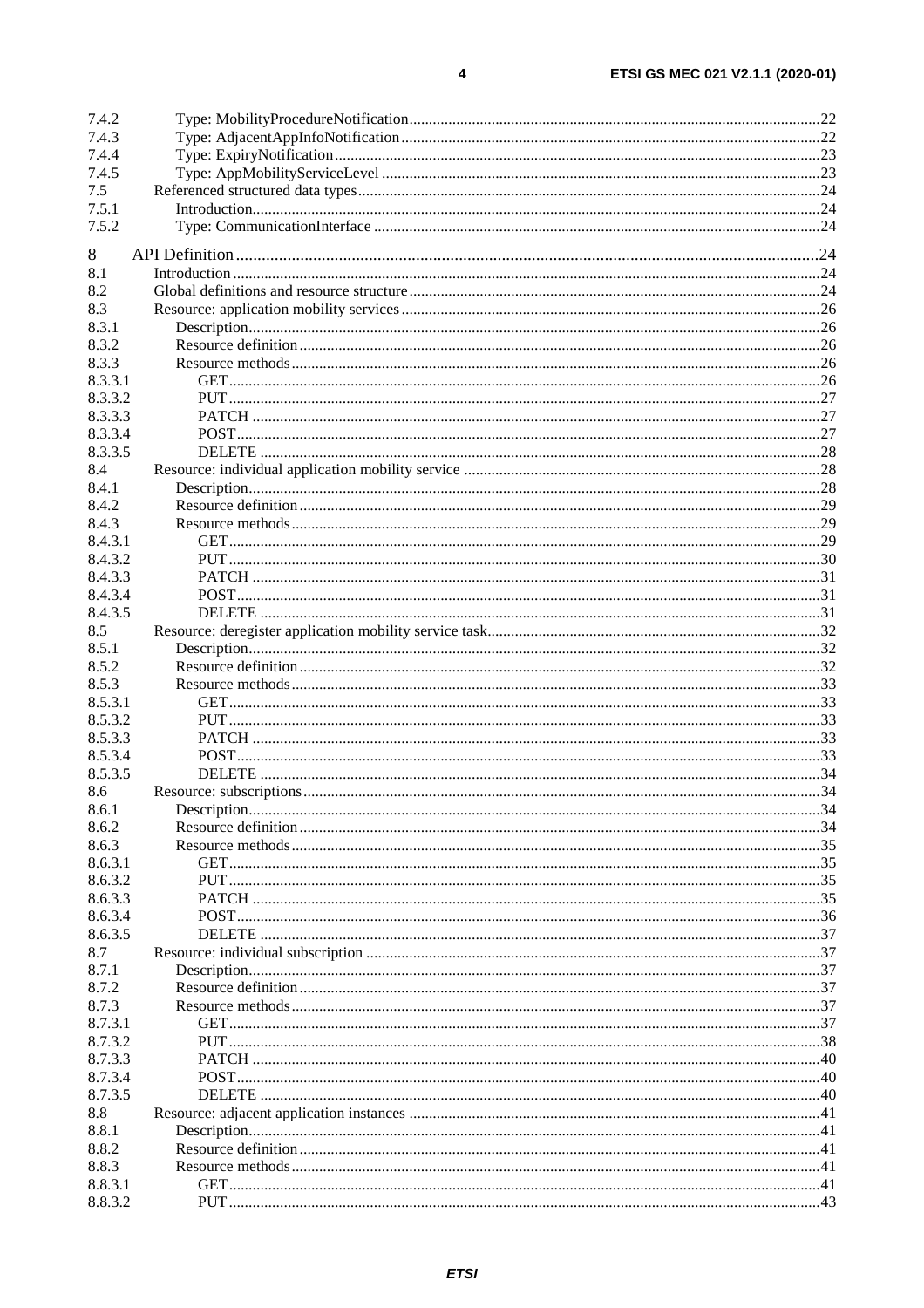| | | |
|---|---|---|
| 7.4.2 | Type: MobilityProcedureNotification | 22 |
| 7.4.3 | Type: AdjacentAppInfoNotification | 22 |
| 7.4.4 | Type: ExpiryNotification | 23 |
| 7.4.5 | Type: AppMobilityServiceLevel | 23 |
| 7.5 | Referenced structured data types | 24 |
| 7.5.1 | Introduction | 24 |
| 7.5.2 | Type: CommunicationInterface | 24 |
| 8 | API Definition | 24 |
| 8.1 | Introduction | 24 |
| 8.2 | Global definitions and resource structure | 24 |
| 8.3 | Resource: application mobility services | 26 |
| 8.3.1 | Description | 26 |
| 8.3.2 | Resource definition | 26 |
| 8.3.3 | Resource methods | 26 |
| 8.3.3.1 | GET | 26 |
| 8.3.3.2 | PUT | 27 |
| 8.3.3.3 | PATCH | 27 |
| 8.3.3.4 | POST | 27 |
| 8.3.3.5 | DELETE | 28 |
| 8.4 | Resource: individual application mobility service | 28 |
| 8.4.1 | Description | 28 |
| 8.4.2 | Resource definition | 29 |
| 8.4.3 | Resource methods | 29 |
| 8.4.3.1 | GET | 29 |
| 8.4.3.2 | PUT | 30 |
| 8.4.3.3 | PATCH | 31 |
| 8.4.3.4 | POST | 31 |
| 8.4.3.5 | DELETE | 31 |
| 8.5 | Resource: deregister application mobility service task | 32 |
| 8.5.1 | Description | 32 |
| 8.5.2 | Resource definition | 32 |
| 8.5.3 | Resource methods | 33 |
| 8.5.3.1 | GET | 33 |
| 8.5.3.2 | PUT | 33 |
| 8.5.3.3 | PATCH | 33 |
| 8.5.3.4 | POST | 33 |
| 8.5.3.5 | DELETE | 34 |
| 8.6 | Resource: subscriptions | 34 |
| 8.6.1 | Description | 34 |
| 8.6.2 | Resource definition | 34 |
| 8.6.3 | Resource methods | 35 |
| 8.6.3.1 | GET | 35 |
| 8.6.3.2 | PUT | 35 |
| 8.6.3.3 | PATCH | 35 |
| 8.6.3.4 | POST | 36 |
| 8.6.3.5 | DELETE | 37 |
| 8.7 | Resource: individual subscription | 37 |
| 8.7.1 | Description | 37 |
| 8.7.2 | Resource definition | 37 |
| 8.7.3 | Resource methods | 37 |
| 8.7.3.1 | GET | 37 |
| 8.7.3.2 | PUT | 38 |
| 8.7.3.3 | PATCH | 40 |
| 8.7.3.4 | POST | 40 |
| 8.7.3.5 | DELETE | 40 |
| 8.8 | Resource: adjacent application instances | 41 |
| 8.8.1 | Description | 41 |
| 8.8.2 | Resource definition | 41 |
| 8.8.3 | Resource methods | 41 |
| 8.8.3.1 | GET | 41 |
| 8.8.3.2 | PUT | 43 |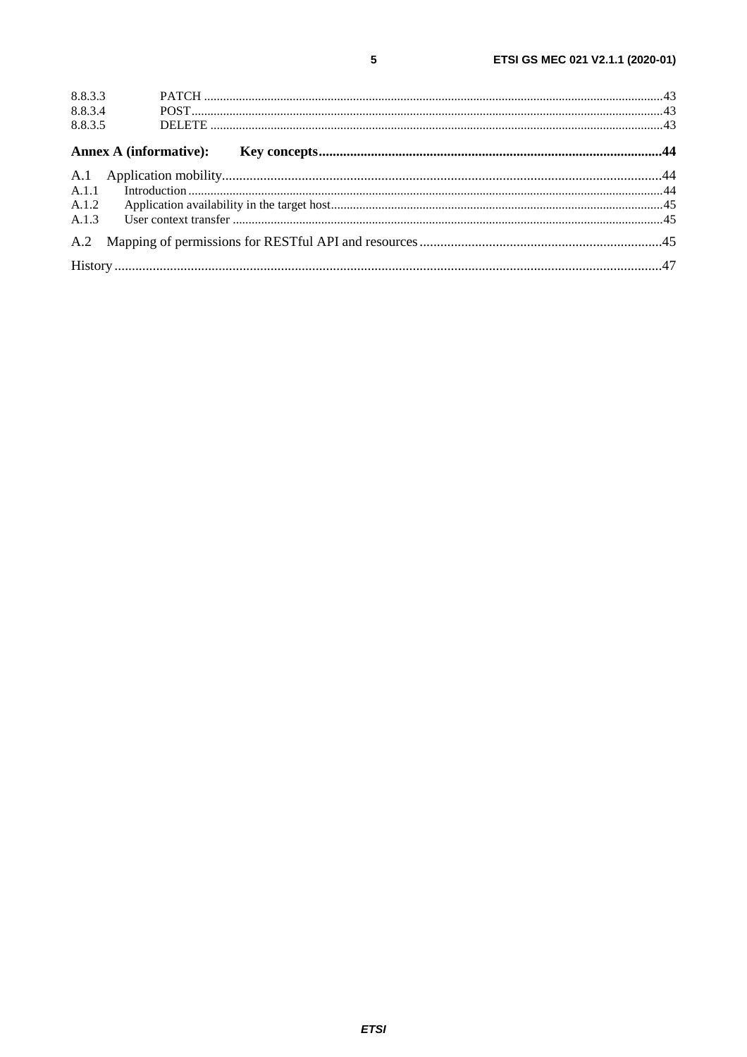8.8.3.3 PATCH ...43
8.8.3.4 POST...43
8.8.3.5 DELETE ...43

**Annex A (informative): Key concepts...44**

A.1 Application mobility...44
A.1.1 Introduction...44
A.1.2 Application availability in the target host...45
A.1.3 User context transfer ...45

A.2 Mapping of permissions for RESTful API and resources...45

History...47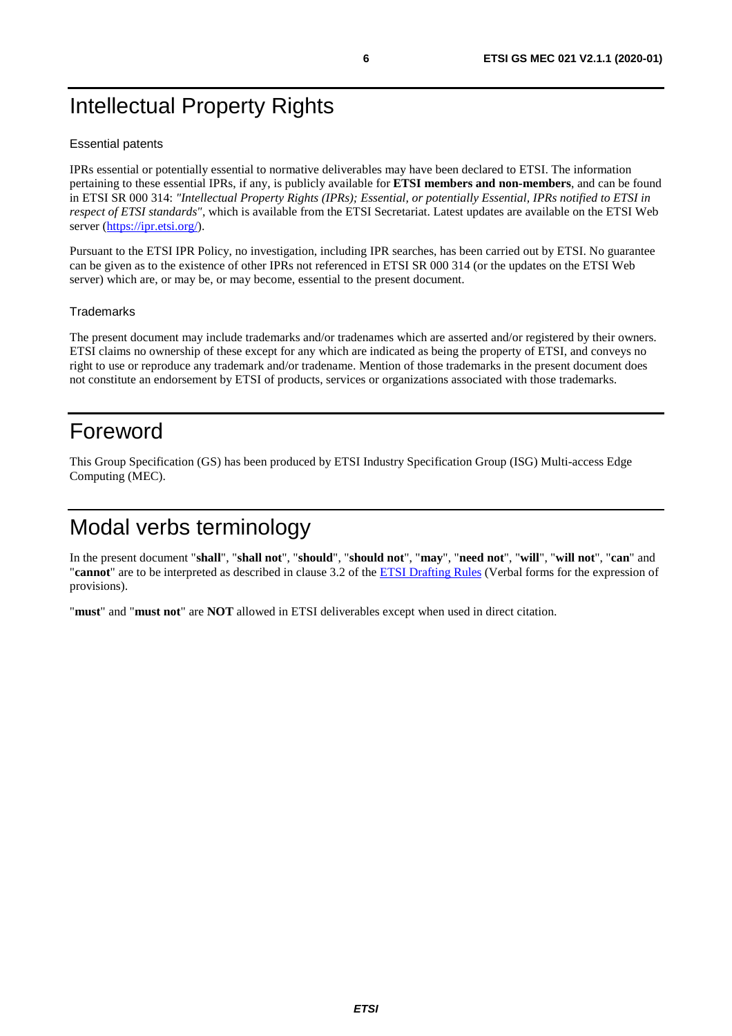# Intellectual Property Rights

## Essential patents

IPRs essential or potentially essential to normative deliverables may have been declared to ETSI. The information pertaining to these essential IPRs, if any, is publicly available for **ETSI members and non-members**, and can be found in ETSI SR 000 314: *"Intellectual Property Rights (IPRs); Essential, or potentially Essential, IPRs notified to ETSI in respect of ETSI standards"*, which is available from the ETSI Secretariat. Latest updates are available on the ETSI Web server (https://ipr.etsi.org/).

Pursuant to the ETSI IPR Policy, no investigation, including IPR searches, has been carried out by ETSI. No guarantee can be given as to the existence of other IPRs not referenced in ETSI SR 000 314 (or the updates on the ETSI Web server) which are, or may be, or may become, essential to the present document.

## Trademarks

The present document may include trademarks and/or tradenames which are asserted and/or registered by their owners. ETSI claims no ownership of these except for any which are indicated as being the property of ETSI, and conveys no right to use or reproduce any trademark and/or tradename. Mention of those trademarks in the present document does not constitute an endorsement by ETSI of products, services or organizations associated with those trademarks.

# Foreword

This Group Specification (GS) has been produced by ETSI Industry Specification Group (ISG) Multi-access Edge Computing (MEC).

# Modal verbs terminology

In the present document "**shall**", "**shall not**", "**should**", "**should not**", "**may**", "**need not**", "**will**", "**will not**", "**can**" and "**cannot**" are to be interpreted as described in clause 3.2 of the ETSI Drafting Rules (Verbal forms for the expression of provisions).

"**must**" and "**must not**" are **NOT** allowed in ETSI deliverables except when used in direct citation.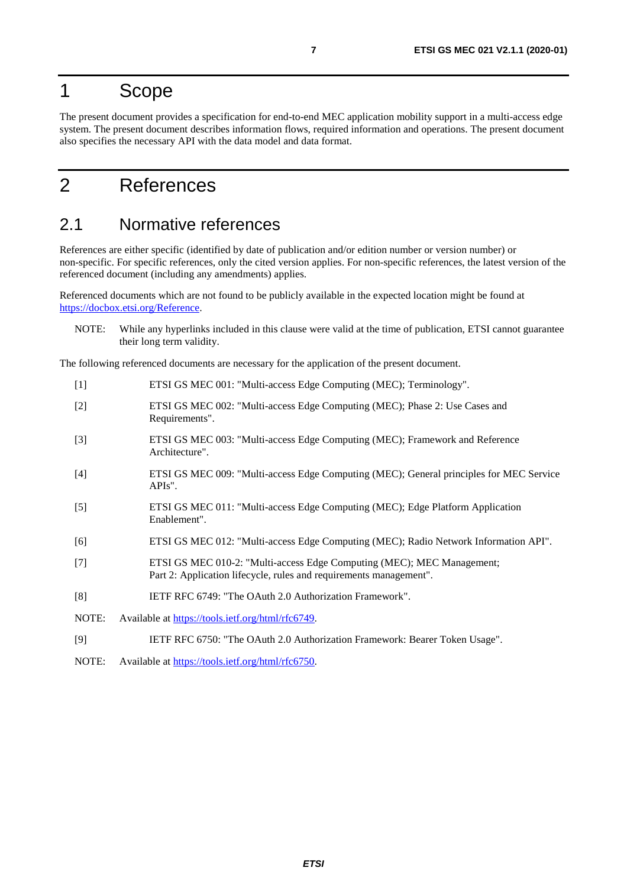# 1 Scope

The present document provides a specification for end-to-end MEC application mobility support in a multi-access edge system. The present document describes information flows, required information and operations. The present document also specifies the necessary API with the data model and data format.

# 2 References

## 2.1 Normative references

References are either specific (identified by date of publication and/or edition number or version number) or non-specific. For specific references, only the cited version applies. For non-specific references, the latest version of the referenced document (including any amendments) applies.

Referenced documents which are not found to be publicly available in the expected location might be found at https://docbox.etsi.org/Reference.

NOTE: While any hyperlinks included in this clause were valid at the time of publication, ETSI cannot guarantee their long term validity.

The following referenced documents are necessary for the application of the present document.

[1] ETSI GS MEC 001: "Multi-access Edge Computing (MEC); Terminology".

[2] ETSI GS MEC 002: "Multi-access Edge Computing (MEC); Phase 2: Use Cases and Requirements".

[3] ETSI GS MEC 003: "Multi-access Edge Computing (MEC); Framework and Reference Architecture".

[4] ETSI GS MEC 009: "Multi-access Edge Computing (MEC); General principles for MEC Service APIs".

[5] ETSI GS MEC 011: "Multi-access Edge Computing (MEC); Edge Platform Application Enablement".

[6] ETSI GS MEC 012: "Multi-access Edge Computing (MEC); Radio Network Information API".

[7] ETSI GS MEC 010-2: "Multi-access Edge Computing (MEC); MEC Management; Part 2: Application lifecycle, rules and requirements management".

[8] IETF RFC 6749: "The OAuth 2.0 Authorization Framework".

NOTE: Available at https://tools.ietf.org/html/rfc6749.

[9] IETF RFC 6750: "The OAuth 2.0 Authorization Framework: Bearer Token Usage".

NOTE: Available at https://tools.ietf.org/html/rfc6750.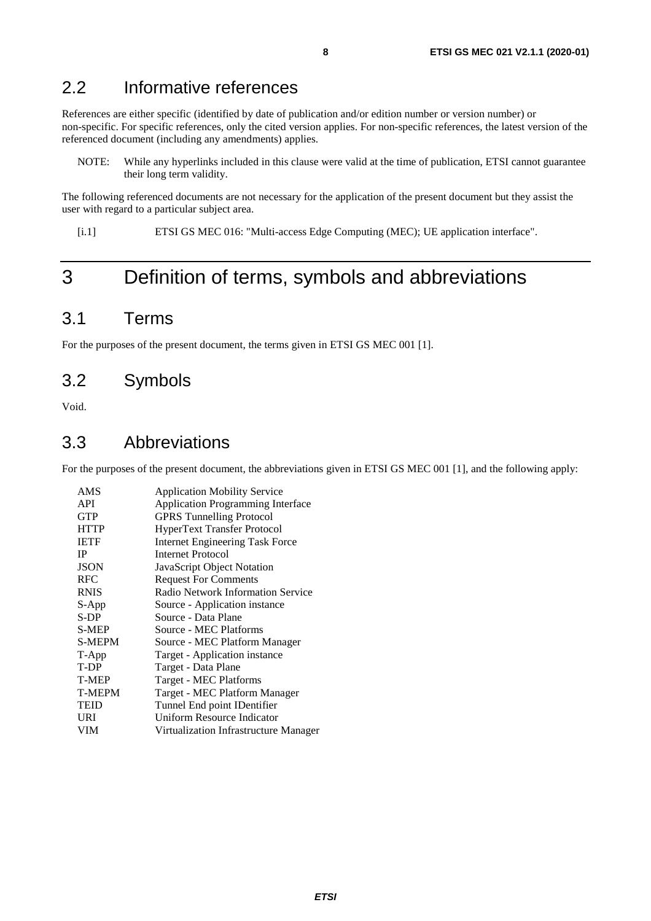## 2.2 Informative references

References are either specific (identified by date of publication and/or edition number or version number) or non-specific. For specific references, only the cited version applies. For non-specific references, the latest version of the referenced document (including any amendments) applies.

NOTE: While any hyperlinks included in this clause were valid at the time of publication, ETSI cannot guarantee their long term validity.

The following referenced documents are not necessary for the application of the present document but they assist the user with regard to a particular subject area.

[i.1] ETSI GS MEC 016: "Multi-access Edge Computing (MEC); UE application interface".

# 3 Definition of terms, symbols and abbreviations

## 3.1 Terms

For the purposes of the present document, the terms given in ETSI GS MEC 001 [1].

## 3.2 Symbols

Void.

## 3.3 Abbreviations

For the purposes of the present document, the abbreviations given in ETSI GS MEC 001 [1], and the following apply:

| | |
|---|---|
| AMS | Application Mobility Service |
| API | Application Programming Interface |
| GTP | GPRS Tunnelling Protocol |
| HTTP | HyperText Transfer Protocol |
| IETF | Internet Engineering Task Force |
| IP | Internet Protocol |
| JSON | JavaScript Object Notation |
| RFC | Request For Comments |
| RNIS | Radio Network Information Service |
| S-App | Source - Application instance |
| S-DP | Source - Data Plane |
| S-MEP | Source - MEC Platforms |
| S-MEPM | Source - MEC Platform Manager |
| T-App | Target - Application instance |
| T-DP | Target - Data Plane |
| T-MEP | Target - MEC Platforms |
| T-MEPM | Target - MEC Platform Manager |
| TEID | Tunnel End point IDentifier |
| URI | Uniform Resource Indicator |
| VIM | Virtualization Infrastructure Manager |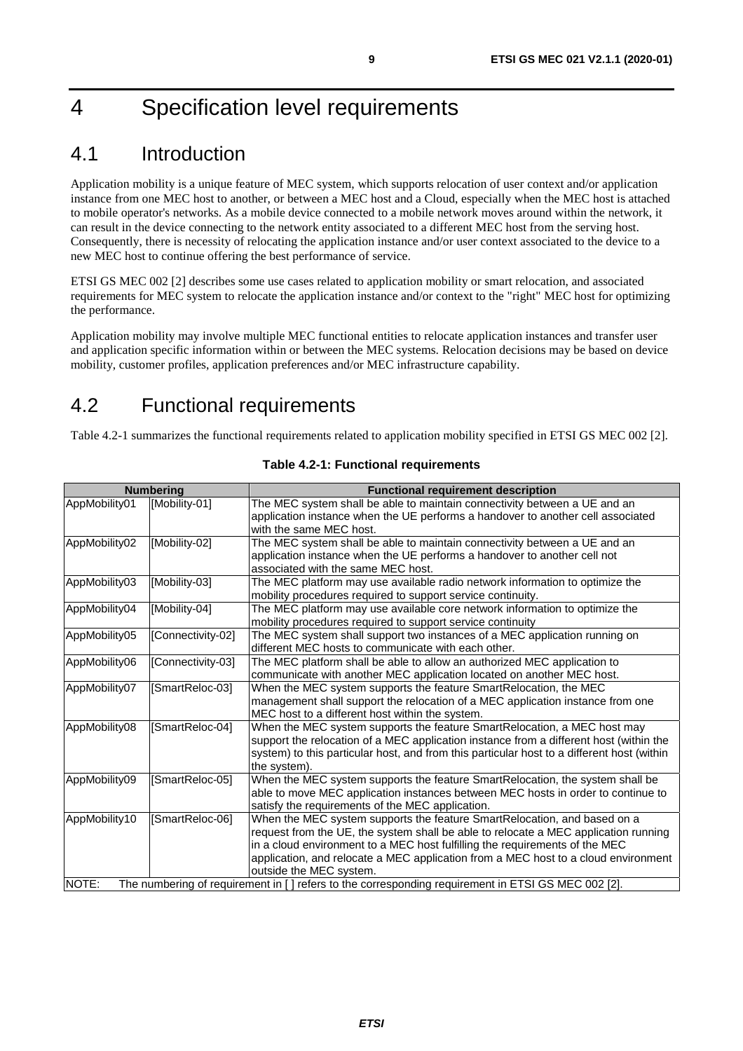# 4 Specification level requirements

## 4.1 Introduction

Application mobility is a unique feature of MEC system, which supports relocation of user context and/or application instance from one MEC host to another, or between a MEC host and a Cloud, especially when the MEC host is attached to mobile operator's networks. As a mobile device connected to a mobile network moves around within the network, it can result in the device connecting to the network entity associated to a different MEC host from the serving host. Consequently, there is necessity of relocating the application instance and/or user context associated to the device to a new MEC host to continue offering the best performance of service.

ETSI GS MEC 002 [2] describes some use cases related to application mobility or smart relocation, and associated requirements for MEC system to relocate the application instance and/or context to the "right" MEC host for optimizing the performance.

Application mobility may involve multiple MEC functional entities to relocate application instances and transfer user and application specific information within or between the MEC systems. Relocation decisions may be based on device mobility, customer profiles, application preferences and/or MEC infrastructure capability.

## 4.2 Functional requirements

Table 4.2-1 summarizes the functional requirements related to application mobility specified in ETSI GS MEC 002 [2].

**Table 4.2-1: Functional requirements**

| Numbering | | Functional requirement description |
|---|---|---|
| AppMobility01 | [Mobility-01] | The MEC system shall be able to maintain connectivity between a UE and an application instance when the UE performs a handover to another cell associated with the same MEC host. |
| AppMobility02 | [Mobility-02] | The MEC system shall be able to maintain connectivity between a UE and an application instance when the UE performs a handover to another cell not associated with the same MEC host. |
| AppMobility03 | [Mobility-03] | The MEC platform may use available radio network information to optimize the mobility procedures required to support service continuity. |
| AppMobility04 | [Mobility-04] | The MEC platform may use available core network information to optimize the mobility procedures required to support service continuity |
| AppMobility05 | [Connectivity-02] | The MEC system shall support two instances of a MEC application running on different MEC hosts to communicate with each other. |
| AppMobility06 | [Connectivity-03] | The MEC platform shall be able to allow an authorized MEC application to communicate with another MEC application located on another MEC host. |
| AppMobility07 | [SmartReloc-03] | When the MEC system supports the feature SmartRelocation, the MEC management shall support the relocation of a MEC application instance from one MEC host to a different host within the system. |
| AppMobility08 | [SmartReloc-04] | When the MEC system supports the feature SmartRelocation, a MEC host may support the relocation of a MEC application instance from a different host (within the system) to this particular host, and from this particular host to a different host (within the system). |
| AppMobility09 | [SmartReloc-05] | When the MEC system supports the feature SmartRelocation, the system shall be able to move MEC application instances between MEC hosts in order to continue to satisfy the requirements of the MEC application. |
| AppMobility10 | [SmartReloc-06] | When the MEC system supports the feature SmartRelocation, and based on a request from the UE, the system shall be able to relocate a MEC application running in a cloud environment to a MEC host fulfilling the requirements of the MEC application, and relocate a MEC application from a MEC host to a cloud environment outside the MEC system. |
| NOTE: The numbering of requirement in [ ] refers to the corresponding requirement in ETSI GS MEC 002 [2]. | | |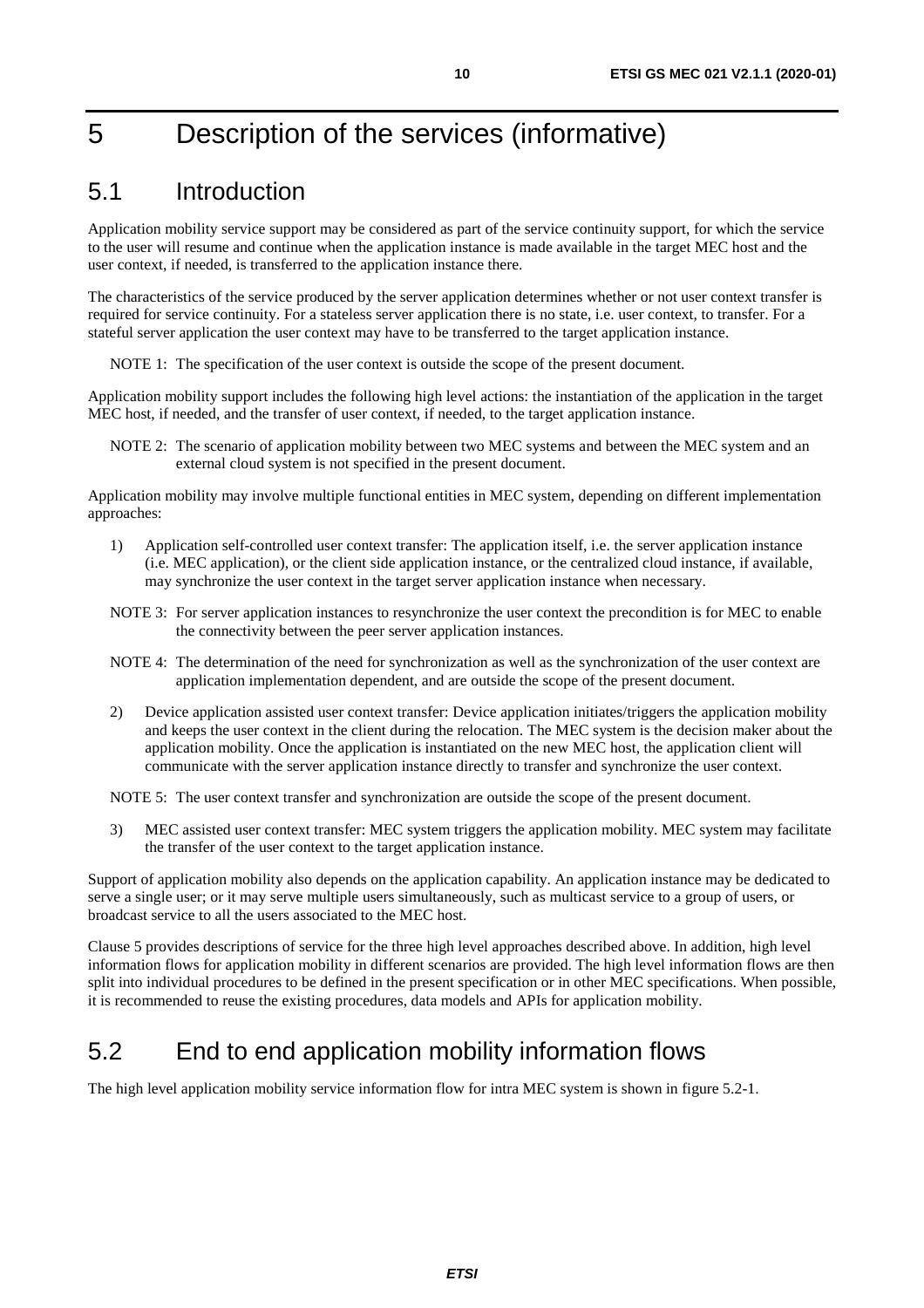# 5 Description of the services (informative)

## 5.1 Introduction

Application mobility service support may be considered as part of the service continuity support, for which the service to the user will resume and continue when the application instance is made available in the target MEC host and the user context, if needed, is transferred to the application instance there.

The characteristics of the service produced by the server application determines whether or not user context transfer is required for service continuity. For a stateless server application there is no state, i.e. user context, to transfer. For a stateful server application the user context may have to be transferred to the target application instance.

NOTE 1: The specification of the user context is outside the scope of the present document.

Application mobility support includes the following high level actions: the instantiation of the application in the target MEC host, if needed, and the transfer of user context, if needed, to the target application instance.

NOTE 2: The scenario of application mobility between two MEC systems and between the MEC system and an external cloud system is not specified in the present document.

Application mobility may involve multiple functional entities in MEC system, depending on different implementation approaches:

1) Application self-controlled user context transfer: The application itself, i.e. the server application instance (i.e. MEC application), or the client side application instance, or the centralized cloud instance, if available, may synchronize the user context in the target server application instance when necessary.

NOTE 3: For server application instances to resynchronize the user context the precondition is for MEC to enable the connectivity between the peer server application instances.

NOTE 4: The determination of the need for synchronization as well as the synchronization of the user context are application implementation dependent, and are outside the scope of the present document.

2) Device application assisted user context transfer: Device application initiates/triggers the application mobility and keeps the user context in the client during the relocation. The MEC system is the decision maker about the application mobility. Once the application is instantiated on the new MEC host, the application client will communicate with the server application instance directly to transfer and synchronize the user context.

NOTE 5: The user context transfer and synchronization are outside the scope of the present document.

3) MEC assisted user context transfer: MEC system triggers the application mobility. MEC system may facilitate the transfer of the user context to the target application instance.

Support of application mobility also depends on the application capability. An application instance may be dedicated to serve a single user; or it may serve multiple users simultaneously, such as multicast service to a group of users, or broadcast service to all the users associated to the MEC host.

Clause 5 provides descriptions of service for the three high level approaches described above. In addition, high level information flows for application mobility in different scenarios are provided. The high level information flows are then split into individual procedures to be defined in the present specification or in other MEC specifications. When possible, it is recommended to reuse the existing procedures, data models and APIs for application mobility.

## 5.2 End to end application mobility information flows

The high level application mobility service information flow for intra MEC system is shown in figure 5.2-1.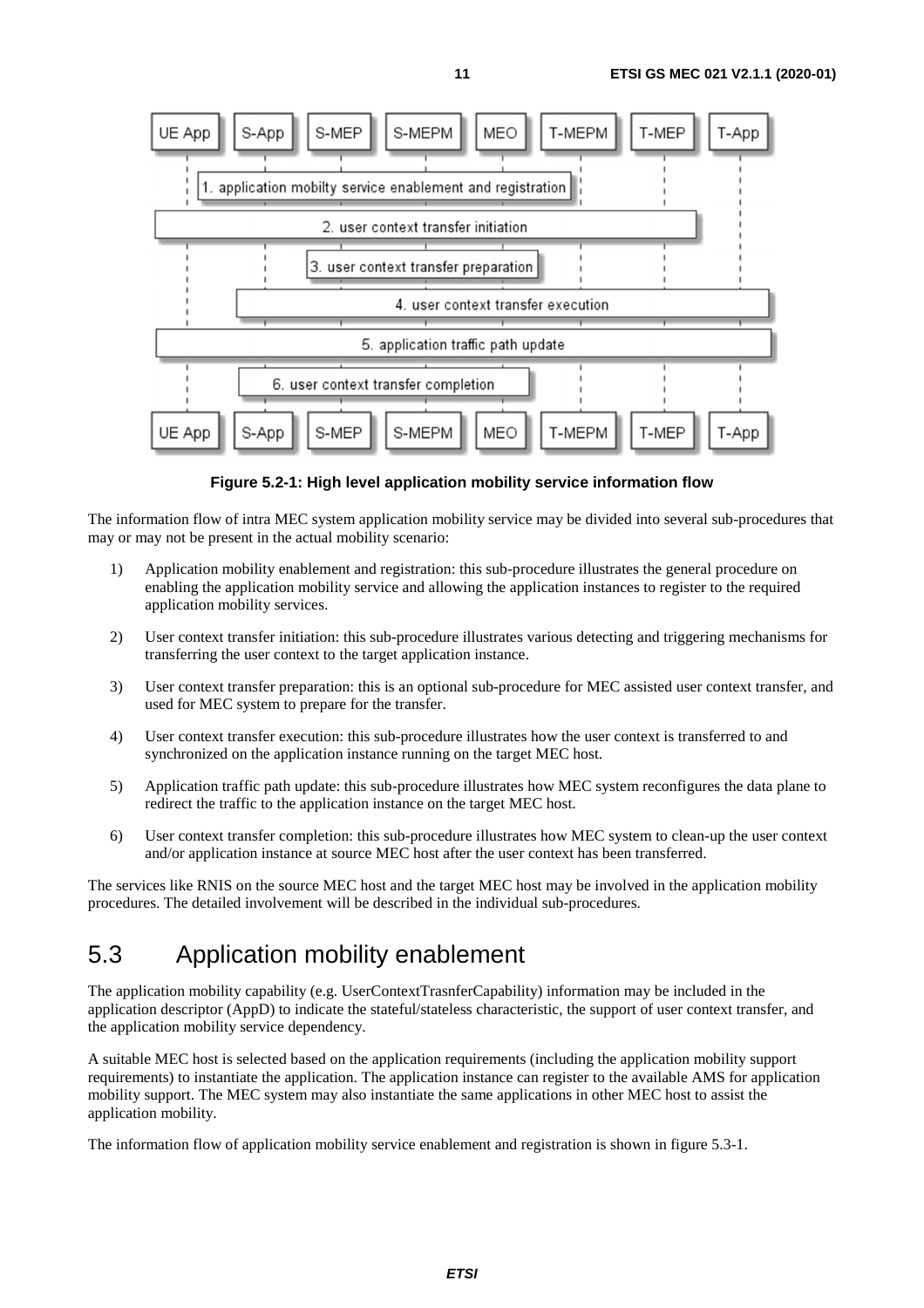Figure 5.2-1: High level application mobility service information flow

The information flow of intra MEC system application mobility service may be divided into several sub-procedures that may or may not be present in the actual mobility scenario:

1) Application mobility enablement and registration: this sub-procedure illustrates the general procedure on enabling the application mobility service and allowing the application instances to register to the required application mobility services.

2) User context transfer initiation: this sub-procedure illustrates various detecting and triggering mechanisms for transferring the user context to the target application instance.

3) User context transfer preparation: this is an optional sub-procedure for MEC assisted user context transfer, and used for MEC system to prepare for the transfer.

4) User context transfer execution: this sub-procedure illustrates how the user context is transferred to and synchronized on the application instance running on the target MEC host.

5) Application traffic path update: this sub-procedure illustrates how MEC system reconfigures the data plane to redirect the traffic to the application instance on the target MEC host.

6) User context transfer completion: this sub-procedure illustrates how MEC system to clean-up the user context and/or application instance at source MEC host after the user context has been transferred.

The services like RNIS on the source MEC host and the target MEC host may be involved in the application mobility procedures. The detailed involvement will be described in the individual sub-procedures.

## 5.3 Application mobility enablement

The application mobility capability (e.g. UserContextTrasnferCapability) information may be included in the application descriptor (AppD) to indicate the stateful/stateless characteristic, the support of user context transfer, and the application mobility service dependency.

A suitable MEC host is selected based on the application requirements (including the application mobility support requirements) to instantiate the application. The application instance can register to the available AMS for application mobility support. The MEC system may also instantiate the same applications in other MEC host to assist the application mobility.

The information flow of application mobility service enablement and registration is shown in figure 5.3-1.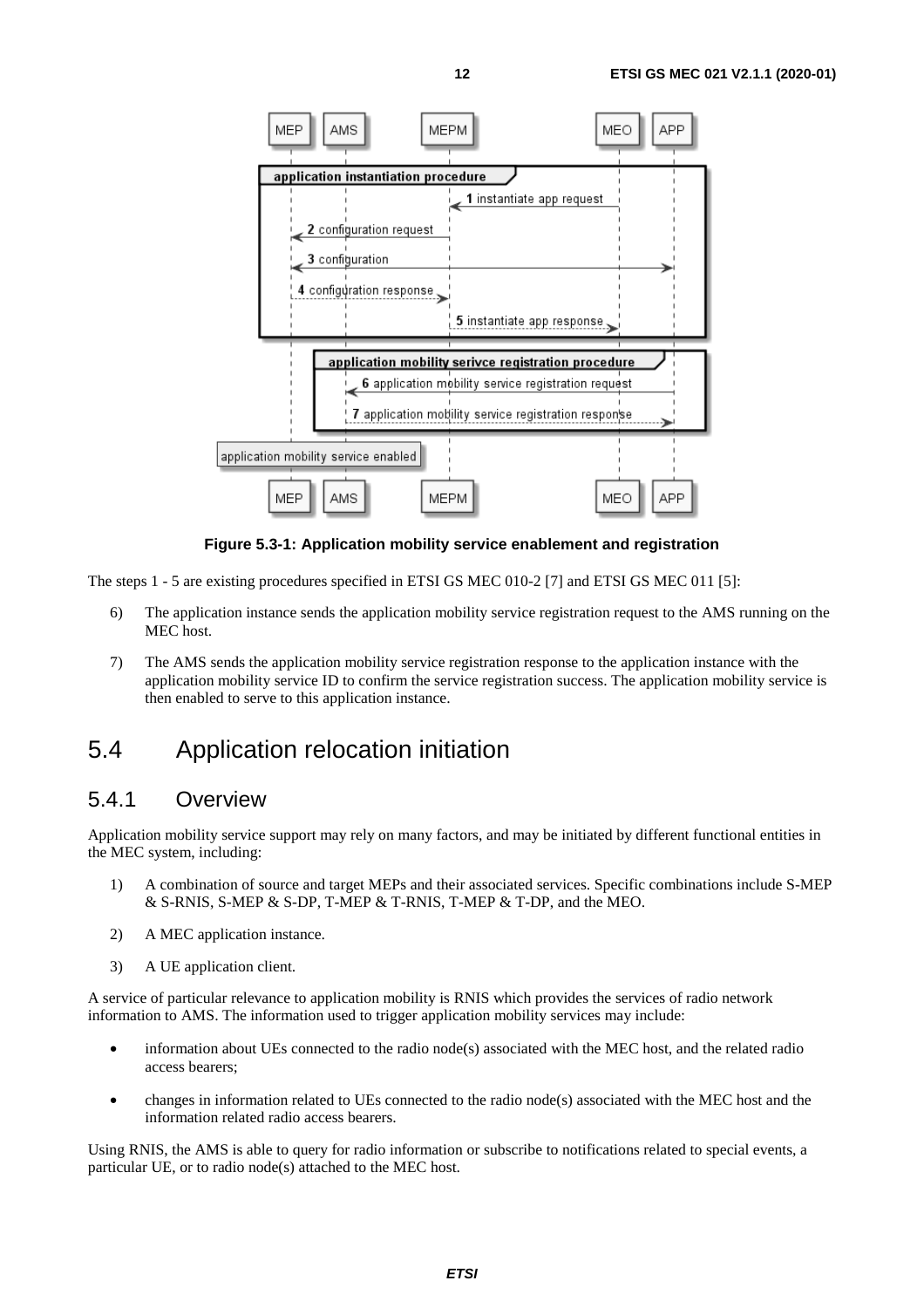Figure 5.3-1: Application mobility service enablement and registration

The steps 1 - 5 are existing procedures specified in ETSI GS MEC 010-2 [7] and ETSI GS MEC 011 [5]:

6) The application instance sends the application mobility service registration request to the AMS running on the MEC host.

7) The AMS sends the application mobility service registration response to the application instance with the application mobility service ID to confirm the service registration success. The application mobility service is then enabled to serve to this application instance.

# 5.4 Application relocation initiation

## 5.4.1 Overview

Application mobility service support may rely on many factors, and may be initiated by different functional entities in the MEC system, including:

1) A combination of source and target MEPs and their associated services. Specific combinations include S-MEP & S-RNIS, S-MEP & S-DP, T-MEP & T-RNIS, T-MEP & T-DP, and the MEO.

2) A MEC application instance.

3) A UE application client.

A service of particular relevance to application mobility is RNIS which provides the services of radio network information to AMS. The information used to trigger application mobility services may include:

- information about UEs connected to the radio node(s) associated with the MEC host, and the related radio access bearers;
- changes in information related to UEs connected to the radio node(s) associated with the MEC host and the information related radio access bearers.

Using RNIS, the AMS is able to query for radio information or subscribe to notifications related to special events, a particular UE, or to radio node(s) attached to the MEC host.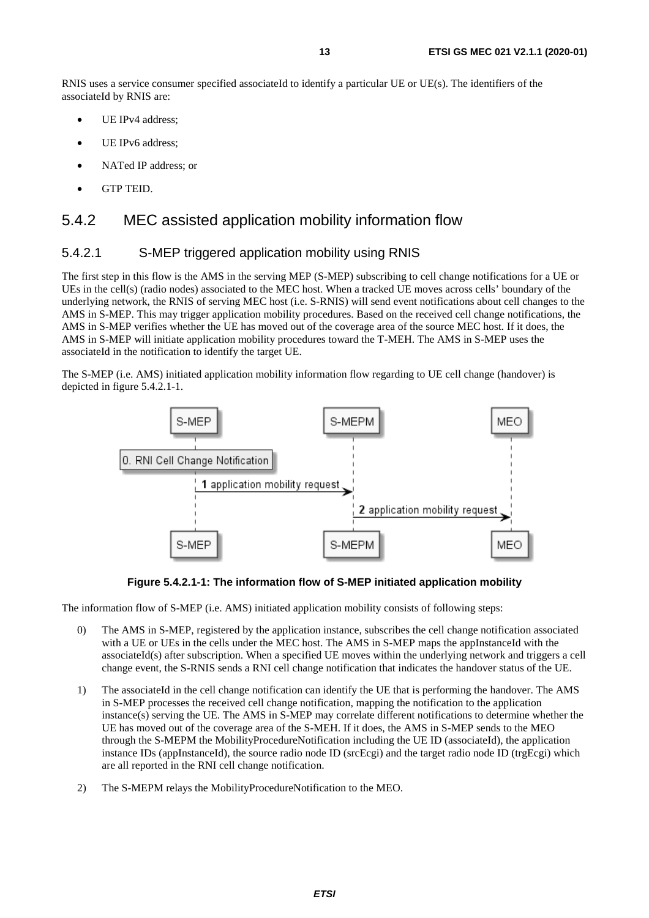RNIS uses a service consumer specified associateId to identify a particular UE or UE(s). The identifiers of the associateId by RNIS are:

- UE IPv4 address;
- UE IPv6 address;
- NATed IP address; or
- GTP TEID.

### 5.4.2 MEC assisted application mobility information flow

#### 5.4.2.1 S-MEP triggered application mobility using RNIS

The first step in this flow is the AMS in the serving MEP (S-MEP) subscribing to cell change notifications for a UE or UEs in the cell(s) (radio nodes) associated to the MEC host. When a tracked UE moves across cells' boundary of the underlying network, the RNIS of serving MEC host (i.e. S-RNIS) will send event notifications about cell changes to the AMS in S-MEP. This may trigger application mobility procedures. Based on the received cell change notifications, the AMS in S-MEP verifies whether the UE has moved out of the coverage area of the source MEC host. If it does, the AMS in S-MEP will initiate application mobility procedures toward the T-MEH. The AMS in S-MEP uses the associateId in the notification to identify the target UE.

The S-MEP (i.e. AMS) initiated application mobility information flow regarding to UE cell change (handover) is depicted in figure 5.4.2.1-1.

**Figure 5.4.2.1-1: The information flow of S-MEP initiated application mobility**

The information flow of S-MEP (i.e. AMS) initiated application mobility consists of following steps:

0) The AMS in S-MEP, registered by the application instance, subscribes the cell change notification associated with a UE or UEs in the cells under the MEC host. The AMS in S-MEP maps the appInstanceId with the associateId(s) after subscription. When a specified UE moves within the underlying network and triggers a cell change event, the S-RNIS sends a RNI cell change notification that indicates the handover status of the UE.

1) The associateId in the cell change notification can identify the UE that is performing the handover. The AMS in S-MEP processes the received cell change notification, mapping the notification to the application instance(s) serving the UE. The AMS in S-MEP may correlate different notifications to determine whether the UE has moved out of the coverage area of the S-MEH. If it does, the AMS in S-MEP sends to the MEO through the S-MEPM the MobilityProcedureNotification including the UE ID (associateId), the application instance IDs (appInstanceId), the source radio node ID (srcEcgi) and the target radio node ID (trgEcgi) which are all reported in the RNI cell change notification.

2) The S-MEPM relays the MobilityProcedureNotification to the MEO.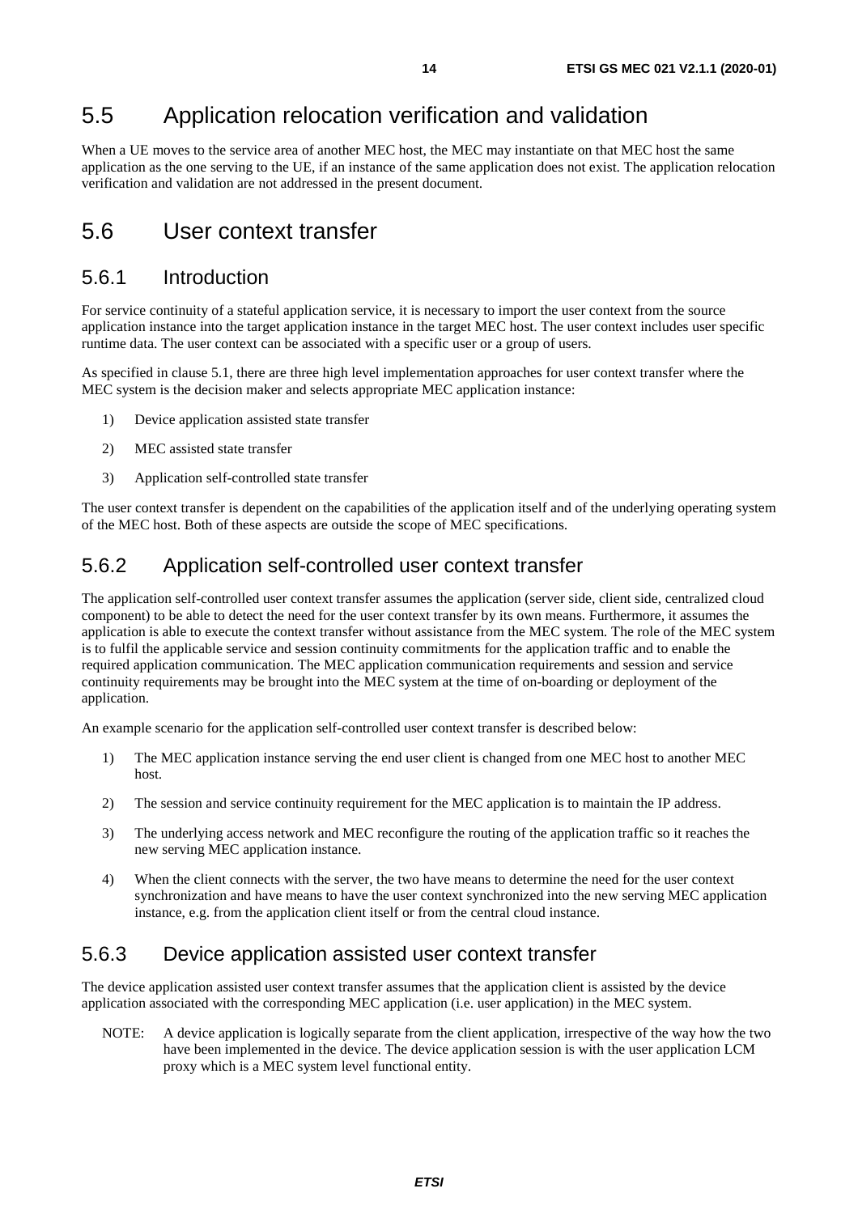## 5.5 Application relocation verification and validation

When a UE moves to the service area of another MEC host, the MEC may instantiate on that MEC host the same application as the one serving to the UE, if an instance of the same application does not exist. The application relocation verification and validation are not addressed in the present document.

## 5.6 User context transfer

### 5.6.1 Introduction

For service continuity of a stateful application service, it is necessary to import the user context from the source application instance into the target application instance in the target MEC host. The user context includes user specific runtime data. The user context can be associated with a specific user or a group of users.

As specified in clause 5.1, there are three high level implementation approaches for user context transfer where the MEC system is the decision maker and selects appropriate MEC application instance:

1) Device application assisted state transfer
2) MEC assisted state transfer
3) Application self-controlled state transfer

The user context transfer is dependent on the capabilities of the application itself and of the underlying operating system of the MEC host. Both of these aspects are outside the scope of MEC specifications.

### 5.6.2 Application self-controlled user context transfer

The application self-controlled user context transfer assumes the application (server side, client side, centralized cloud component) to be able to detect the need for the user context transfer by its own means. Furthermore, it assumes the application is able to execute the context transfer without assistance from the MEC system. The role of the MEC system is to fulfil the applicable service and session continuity commitments for the application traffic and to enable the required application communication. The MEC application communication requirements and session and service continuity requirements may be brought into the MEC system at the time of on-boarding or deployment of the application.

An example scenario for the application self-controlled user context transfer is described below:

1) The MEC application instance serving the end user client is changed from one MEC host to another MEC host.
2) The session and service continuity requirement for the MEC application is to maintain the IP address.
3) The underlying access network and MEC reconfigure the routing of the application traffic so it reaches the new serving MEC application instance.
4) When the client connects with the server, the two have means to determine the need for the user context synchronization and have means to have the user context synchronized into the new serving MEC application instance, e.g. from the application client itself or from the central cloud instance.

### 5.6.3 Device application assisted user context transfer

The device application assisted user context transfer assumes that the application client is assisted by the device application associated with the corresponding MEC application (i.e. user application) in the MEC system.

NOTE: A device application is logically separate from the client application, irrespective of the way how the two have been implemented in the device. The device application session is with the user application LCM proxy which is a MEC system level functional entity.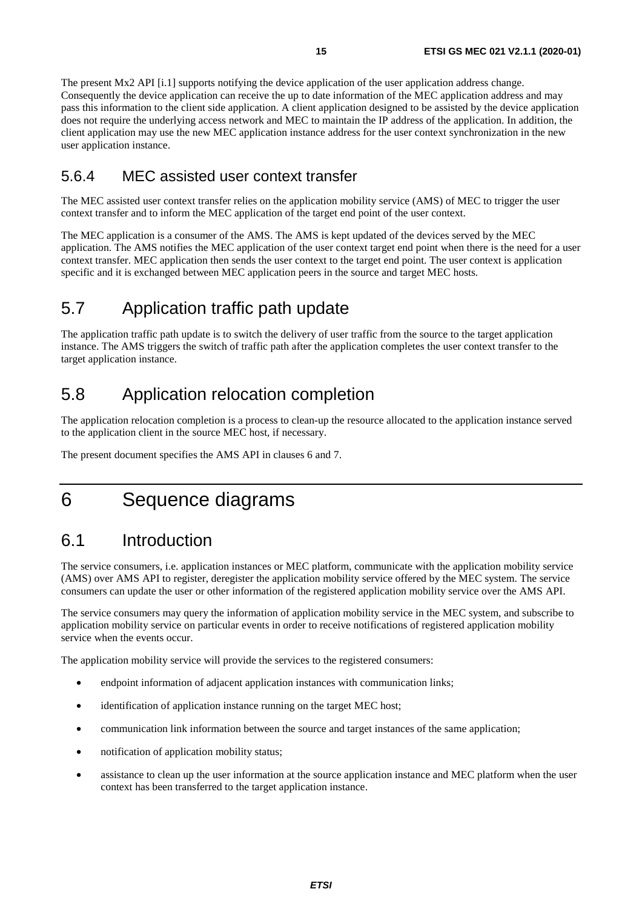The present Mx2 API [i.1] supports notifying the device application of the user application address change. Consequently the device application can receive the up to date information of the MEC application address and may pass this information to the client side application. A client application designed to be assisted by the device application does not require the underlying access network and MEC to maintain the IP address of the application. In addition, the client application may use the new MEC application instance address for the user context synchronization in the new user application instance.

### 5.6.4 MEC assisted user context transfer

The MEC assisted user context transfer relies on the application mobility service (AMS) of MEC to trigger the user context transfer and to inform the MEC application of the target end point of the user context.

The MEC application is a consumer of the AMS. The AMS is kept updated of the devices served by the MEC application. The AMS notifies the MEC application of the user context target end point when there is the need for a user context transfer. MEC application then sends the user context to the target end point. The user context is application specific and it is exchanged between MEC application peers in the source and target MEC hosts.

## 5.7 Application traffic path update

The application traffic path update is to switch the delivery of user traffic from the source to the target application instance. The AMS triggers the switch of traffic path after the application completes the user context transfer to the target application instance.

## 5.8 Application relocation completion

The application relocation completion is a process to clean-up the resource allocated to the application instance served to the application client in the source MEC host, if necessary.

The present document specifies the AMS API in clauses 6 and 7.

# 6 Sequence diagrams

## 6.1 Introduction

The service consumers, i.e. application instances or MEC platform, communicate with the application mobility service (AMS) over AMS API to register, deregister the application mobility service offered by the MEC system. The service consumers can update the user or other information of the registered application mobility service over the AMS API.

The service consumers may query the information of application mobility service in the MEC system, and subscribe to application mobility service on particular events in order to receive notifications of registered application mobility service when the events occur.

The application mobility service will provide the services to the registered consumers:

- endpoint information of adjacent application instances with communication links;
- identification of application instance running on the target MEC host;
- communication link information between the source and target instances of the same application;
- notification of application mobility status;
- assistance to clean up the user information at the source application instance and MEC platform when the user context has been transferred to the target application instance.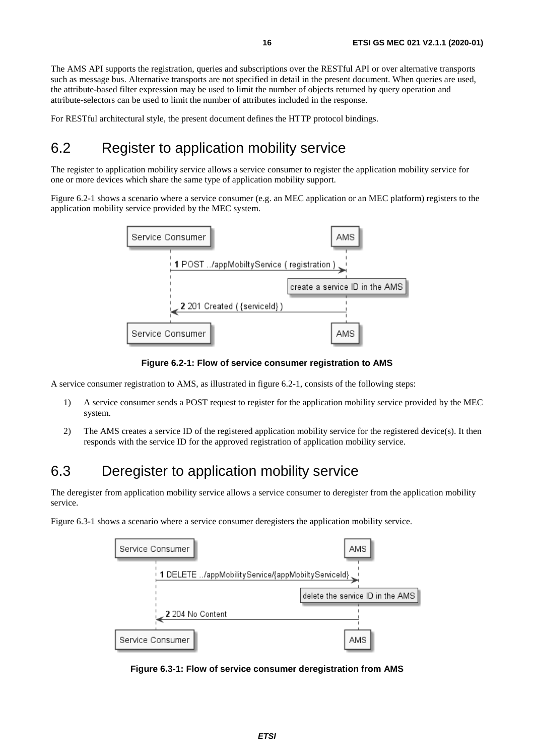The AMS API supports the registration, queries and subscriptions over the RESTful API or over alternative transports such as message bus. Alternative transports are not specified in detail in the present document. When queries are used, the attribute-based filter expression may be used to limit the number of objects returned by query operation and attribute-selectors can be used to limit the number of attributes included in the response.

For RESTful architectural style, the present document defines the HTTP protocol bindings.

## 6.2 Register to application mobility service

The register to application mobility service allows a service consumer to register the application mobility service for one or more devices which share the same type of application mobility support.

Figure 6.2-1 shows a scenario where a service consumer (e.g. an MEC application or an MEC platform) registers to the application mobility service provided by the MEC system.

**Figure 6.2-1: Flow of service consumer registration to AMS**

A service consumer registration to AMS, as illustrated in figure 6.2-1, consists of the following steps:

1) A service consumer sends a POST request to register for the application mobility service provided by the MEC system.
2) The AMS creates a service ID of the registered application mobility service for the registered device(s). It then responds with the service ID for the approved registration of application mobility service.

## 6.3 Deregister to application mobility service

The deregister from application mobility service allows a service consumer to deregister from the application mobility service.

Figure 6.3-1 shows a scenario where a service consumer deregisters the application mobility service.

**Figure 6.3-1: Flow of service consumer deregistration from AMS**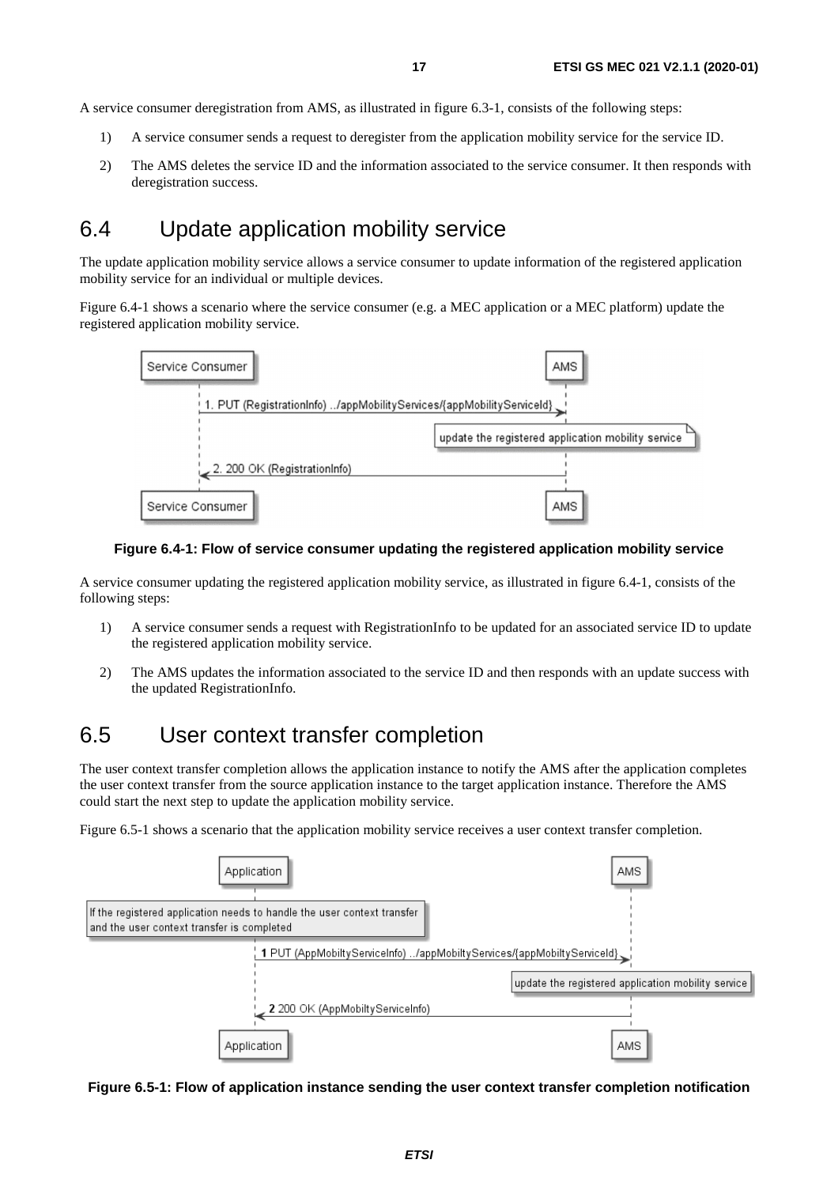A service consumer deregistration from AMS, as illustrated in figure 6.3-1, consists of the following steps:

1) A service consumer sends a request to deregister from the application mobility service for the service ID.

2) The AMS deletes the service ID and the information associated to the service consumer. It then responds with deregistration success.

## 6.4 Update application mobility service

The update application mobility service allows a service consumer to update information of the registered application mobility service for an individual or multiple devices.

Figure 6.4-1 shows a scenario where the service consumer (e.g. a MEC application or a MEC platform) update the registered application mobility service.

**Figure 6.4-1: Flow of service consumer updating the registered application mobility service**

A service consumer updating the registered application mobility service, as illustrated in figure 6.4-1, consists of the following steps:

1) A service consumer sends a request with RegistrationInfo to be updated for an associated service ID to update the registered application mobility service.

2) The AMS updates the information associated to the service ID and then responds with an update success with the updated RegistrationInfo.

## 6.5 User context transfer completion

The user context transfer completion allows the application instance to notify the AMS after the application completes the user context transfer from the source application instance to the target application instance. Therefore the AMS could start the next step to update the application mobility service.

Figure 6.5-1 shows a scenario that the application mobility service receives a user context transfer completion.

**Figure 6.5-1: Flow of application instance sending the user context transfer completion notification**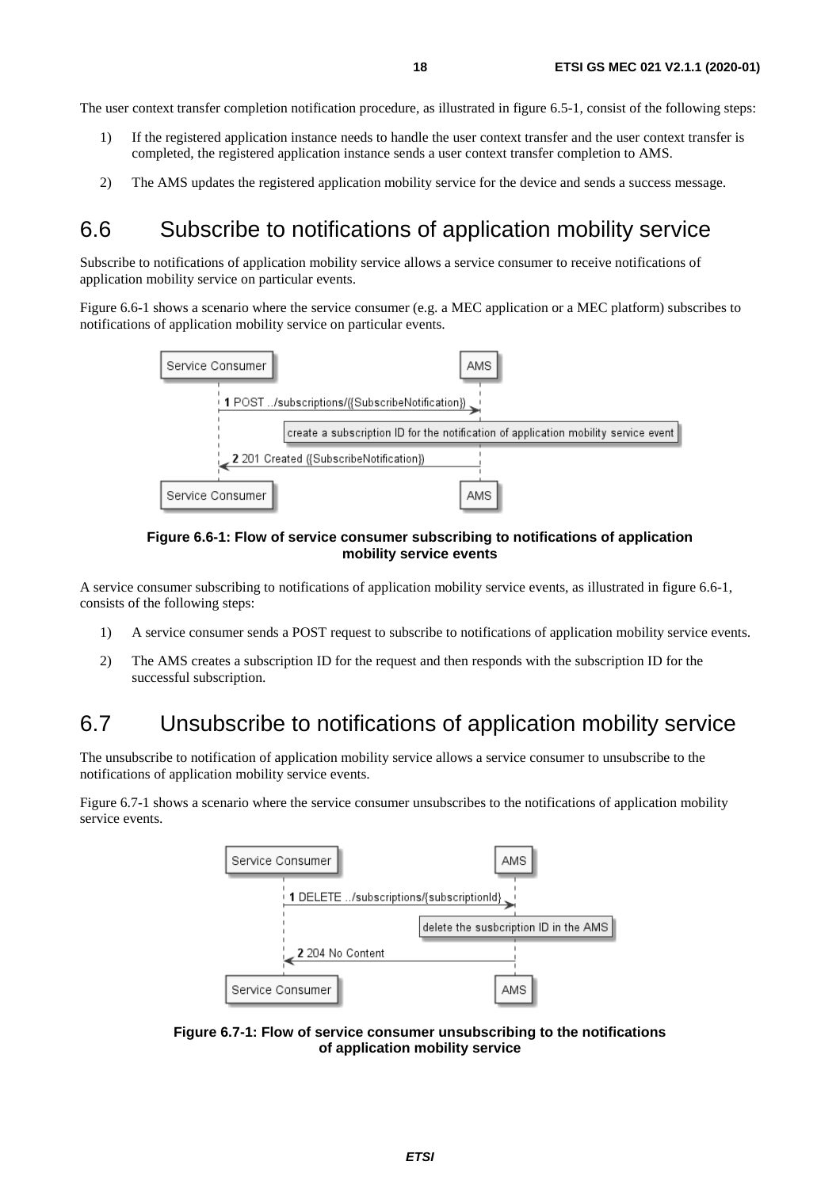The user context transfer completion notification procedure, as illustrated in figure 6.5-1, consist of the following steps:

1) If the registered application instance needs to handle the user context transfer and the user context transfer is completed, the registered application instance sends a user context transfer completion to AMS.

2) The AMS updates the registered application mobility service for the device and sends a success message.

## 6.6 Subscribe to notifications of application mobility service

Subscribe to notifications of application mobility service allows a service consumer to receive notifications of application mobility service on particular events.

Figure 6.6-1 shows a scenario where the service consumer (e.g. a MEC application or a MEC platform) subscribes to notifications of application mobility service on particular events.

**Figure 6.6-1: Flow of service consumer subscribing to notifications of application mobility service events**

A service consumer subscribing to notifications of application mobility service events, as illustrated in figure 6.6-1, consists of the following steps:

1) A service consumer sends a POST request to subscribe to notifications of application mobility service events.

2) The AMS creates a subscription ID for the request and then responds with the subscription ID for the successful subscription.

## 6.7 Unsubscribe to notifications of application mobility service

The unsubscribe to notification of application mobility service allows a service consumer to unsubscribe to the notifications of application mobility service events.

Figure 6.7-1 shows a scenario where the service consumer unsubscribes to the notifications of application mobility service events.

**Figure 6.7-1: Flow of service consumer unsubscribing to the notifications of application mobility service**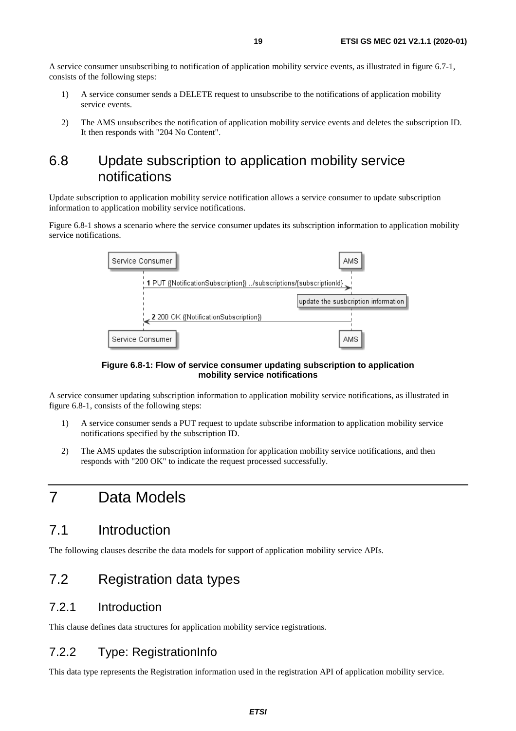A service consumer unsubscribing to notification of application mobility service events, as illustrated in figure 6.7-1, consists of the following steps:

1) A service consumer sends a DELETE request to unsubscribe to the notifications of application mobility service events.
2) The AMS unsubscribes the notification of application mobility service events and deletes the subscription ID. It then responds with "204 No Content".

## 6.8 Update subscription to application mobility service notifications

Update subscription to application mobility service notification allows a service consumer to update subscription information to application mobility service notifications.

Figure 6.8-1 shows a scenario where the service consumer updates its subscription information to application mobility service notifications.

**Figure 6.8-1: Flow of service consumer updating subscription to application mobility service notifications**

A service consumer updating subscription information to application mobility service notifications, as illustrated in figure 6.8-1, consists of the following steps:

1) A service consumer sends a PUT request to update subscribe information to application mobility service notifications specified by the subscription ID.
2) The AMS updates the subscription information for application mobility service notifications, and then responds with "200 OK" to indicate the request processed successfully.

# 7 Data Models

## 7.1 Introduction

The following clauses describe the data models for support of application mobility service APIs.

## 7.2 Registration data types

### 7.2.1 Introduction

This clause defines data structures for application mobility service registrations.

### 7.2.2 Type: RegistrationInfo

This data type represents the Registration information used in the registration API of application mobility service.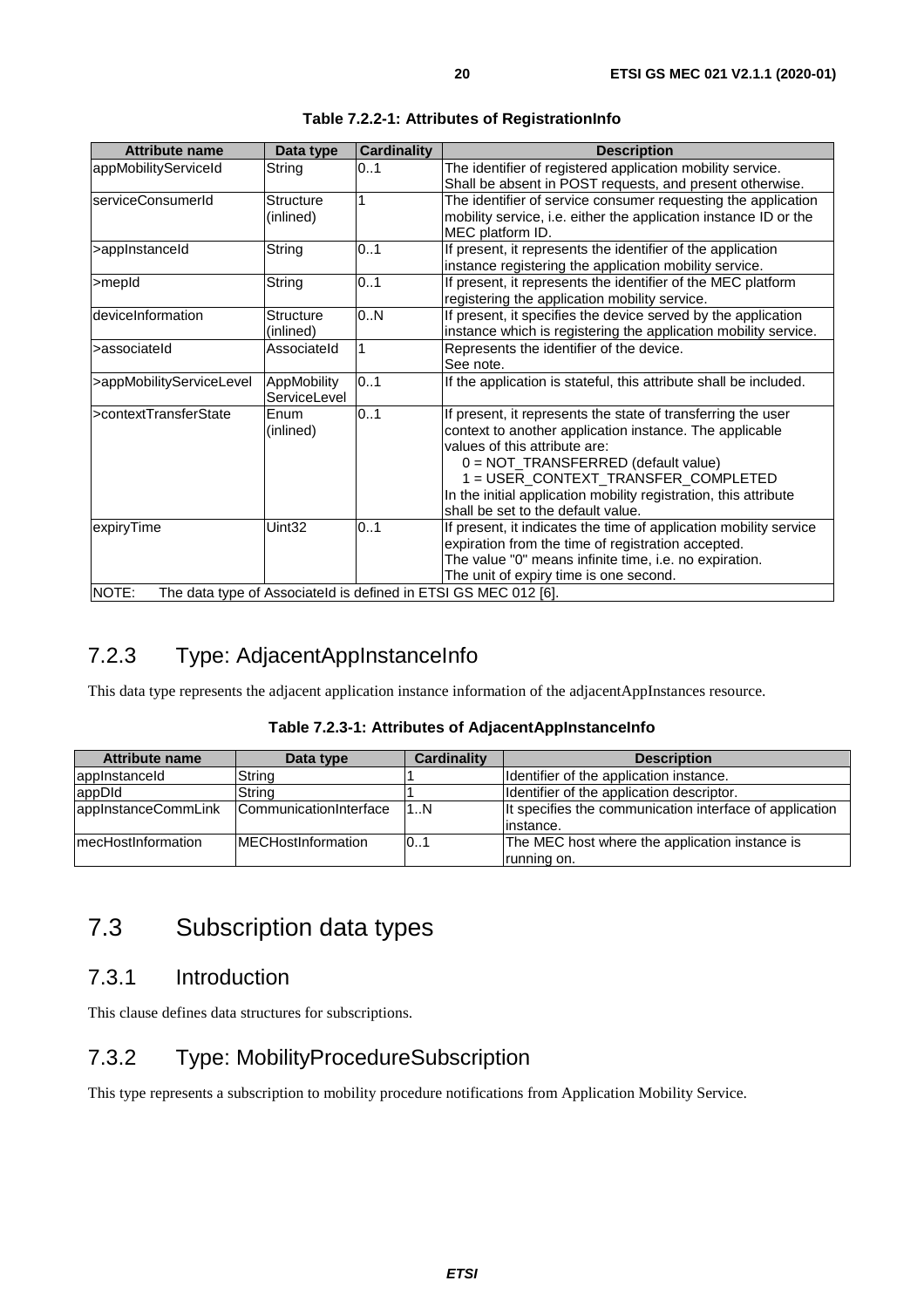**Table 7.2.2-1: Attributes of RegistrationInfo**

| Attribute name | Data type | Cardinality | Description |
|---|---|---|---|
| appMobilityServiceId | String | 0..1 | The identifier of registered application mobility service. Shall be absent in POST requests, and present otherwise. |
| serviceConsumerId | Structure (inlined) | 1 | The identifier of service consumer requesting the application mobility service, i.e. either the application instance ID or the MEC platform ID. |
| >appInstanceId | String | 0..1 | If present, it represents the identifier of the application instance registering the application mobility service. |
| >mepId | String | 0..1 | If present, it represents the identifier of the MEC platform registering the application mobility service. |
| deviceInformation | Structure (inlined) | 0..N | If present, it specifies the device served by the application instance which is registering the application mobility service. |
| >associateId | AssociateId | 1 | Represents the identifier of the device. See note. |
| >appMobilityServiceLevel | AppMobility ServiceLevel | 0..1 | If the application is stateful, this attribute shall be included. |
| >contextTransferState | Enum (inlined) | 0..1 | If present, it represents the state of transferring the user context to another application instance. The applicable values of this attribute are: 0 = NOT_TRANSFERRED (default value) 1 = USER_CONTEXT_TRANSFER_COMPLETED In the initial application mobility registration, this attribute shall be set to the default value. |
| expiryTime | Uint32 | 0..1 | If present, it indicates the time of application mobility service expiration from the time of registration accepted. The value "0" means infinite time, i.e. no expiration. The unit of expiry time is one second. |
| NOTE: The data type of AssociateId is defined in ETSI GS MEC 012 [6]. | | | |

## 7.2.3 Type: AdjacentAppInstanceInfo

This data type represents the adjacent application instance information of the adjacentAppInstances resource.

**Table 7.2.3-1: Attributes of AdjacentAppInstanceInfo**

| Attribute name | Data type | Cardinality | Description |
|---|---|---|---|
| appInstanceId | String | 1 | Identifier of the application instance. |
| appDId | String | 1 | Identifier of the application descriptor. |
| appInstanceCommLink | CommunicationInterface | 1..N | It specifies the communication interface of application instance. |
| mecHostInformation | MECHostInformation | 0..1 | The MEC host where the application instance is running on. |

# 7.3 Subscription data types

## 7.3.1 Introduction

This clause defines data structures for subscriptions.

## 7.3.2 Type: MobilityProcedureSubscription

This type represents a subscription to mobility procedure notifications from Application Mobility Service.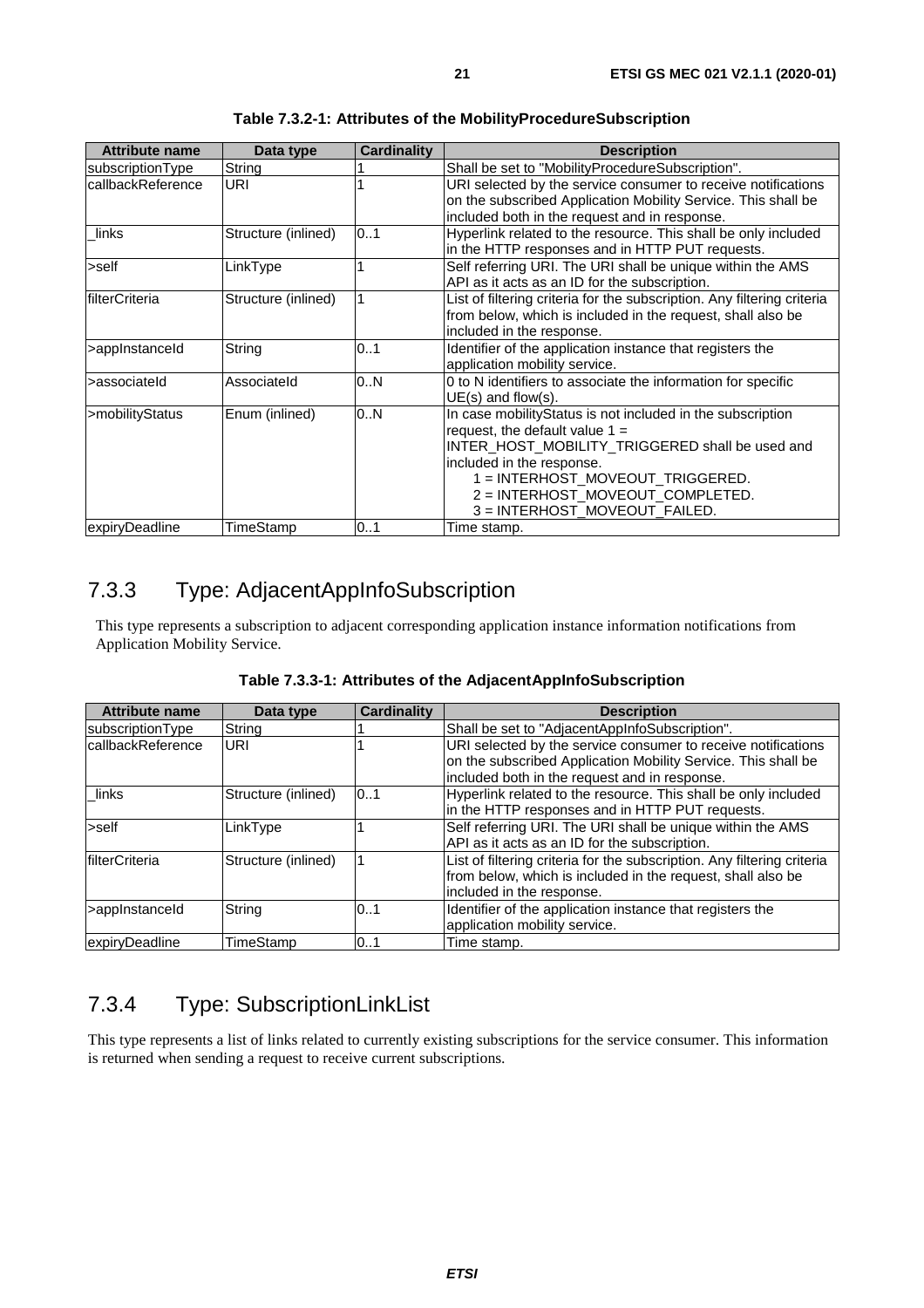**Table 7.3.2-1: Attributes of the MobilityProcedureSubscription**

| Attribute name | Data type | Cardinality | Description |
|---|---|---|---|
| subscriptionType | String | 1 | Shall be set to "MobilityProcedureSubscription". |
| callbackReference | URI | 1 | URI selected by the service consumer to receive notifications on the subscribed Application Mobility Service. This shall be included both in the request and in response. |
| _links | Structure (inlined) | 0..1 | Hyperlink related to the resource. This shall be only included in the HTTP responses and in HTTP PUT requests. |
| >self | LinkType | 1 | Self referring URI. The URI shall be unique within the AMS API as it acts as an ID for the subscription. |
| filterCriteria | Structure (inlined) | 1 | List of filtering criteria for the subscription. Any filtering criteria from below, which is included in the request, shall also be included in the response. |
| >appInstanceId | String | 0..1 | Identifier of the application instance that registers the application mobility service. |
| >associateId | AssociateId | 0..N | 0 to N identifiers to associate the information for specific UE(s) and flow(s). |
| >mobilityStatus | Enum (inlined) | 0..N | In case mobilityStatus is not included in the subscription request, the default value 1 = INTER_HOST_MOBILITY_TRIGGERED shall be used and included in the response.<br>1 = INTERHOST_MOVEOUT_TRIGGERED.<br>2 = INTERHOST_MOVEOUT_COMPLETED.<br>3 = INTERHOST_MOVEOUT_FAILED. |
| expiryDeadline | TimeStamp | 0..1 | Time stamp. |

## 7.3.3 Type: AdjacentAppInfoSubscription

This type represents a subscription to adjacent corresponding application instance information notifications from Application Mobility Service.

**Table 7.3.3-1: Attributes of the AdjacentAppInfoSubscription**

| Attribute name | Data type | Cardinality | Description |
|---|---|---|---|
| subscriptionType | String | 1 | Shall be set to "AdjacentAppInfoSubscription". |
| callbackReference | URI | 1 | URI selected by the service consumer to receive notifications on the subscribed Application Mobility Service. This shall be included both in the request and in response. |
| _links | Structure (inlined) | 0..1 | Hyperlink related to the resource. This shall be only included in the HTTP responses and in HTTP PUT requests. |
| >self | LinkType | 1 | Self referring URI. The URI shall be unique within the AMS API as it acts as an ID for the subscription. |
| filterCriteria | Structure (inlined) | 1 | List of filtering criteria for the subscription. Any filtering criteria from below, which is included in the request, shall also be included in the response. |
| >appInstanceId | String | 0..1 | Identifier of the application instance that registers the application mobility service. |
| expiryDeadline | TimeStamp | 0..1 | Time stamp. |

## 7.3.4 Type: SubscriptionLinkList

This type represents a list of links related to currently existing subscriptions for the service consumer. This information is returned when sending a request to receive current subscriptions.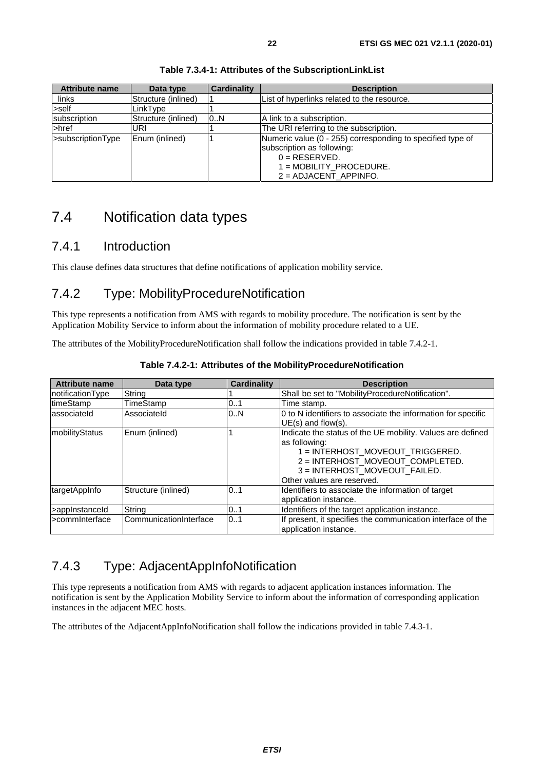**Table 7.3.4-1: Attributes of the SubscriptionLinkList**

| Attribute name | Data type | Cardinality | Description |
|---|---|---|---|
| _links | Structure (inlined) | 1 | List of hyperlinks related to the resource. |
| >self | LinkType | 1 | |
| subscription | Structure (inlined) | 0..N | A link to a subscription. |
| >href | URI | 1 | The URI referring to the subscription. |
| >subscriptionType | Enum (inlined) | 1 | Numeric value (0 - 255) corresponding to specified type of subscription as following:<br>0 = RESERVED.<br>1 = MOBILITY_PROCEDURE.<br>2 = ADJACENT_APPINFO. |

# 7.4 Notification data types

## 7.4.1 Introduction

This clause defines data structures that define notifications of application mobility service.

## 7.4.2 Type: MobilityProcedureNotification

This type represents a notification from AMS with regards to mobility procedure. The notification is sent by the Application Mobility Service to inform about the information of mobility procedure related to a UE.

The attributes of the MobilityProcedureNotification shall follow the indications provided in table 7.4.2-1.

**Table 7.4.2-1: Attributes of the MobilityProcedureNotification**

| Attribute name | Data type | Cardinality | Description |
|---|---|---|---|
| notificationType | String | 1 | Shall be set to "MobilityProcedureNotification". |
| timeStamp | TimeStamp | 0..1 | Time stamp. |
| associateId | AssociateId | 0..N | 0 to N identifiers to associate the information for specific UE(s) and flow(s). |
| mobilityStatus | Enum (inlined) | 1 | Indicate the status of the UE mobility. Values are defined as following:<br>1 = INTERHOST_MOVEOUT_TRIGGERED.<br>2 = INTERHOST_MOVEOUT_COMPLETED.<br>3 = INTERHOST_MOVEOUT_FAILED.<br>Other values are reserved. |
| targetAppInfo | Structure (inlined) | 0..1 | Identifiers to associate the information of target application instance. |
| >appInstanceId | String | 0..1 | Identifiers of the target application instance. |
| >commInterface | CommunicationInterface | 0..1 | If present, it specifies the communication interface of the application instance. |

## 7.4.3 Type: AdjacentAppInfoNotification

This type represents a notification from AMS with regards to adjacent application instances information. The notification is sent by the Application Mobility Service to inform about the information of corresponding application instances in the adjacent MEC hosts.

The attributes of the AdjacentAppInfoNotification shall follow the indications provided in table 7.4.3-1.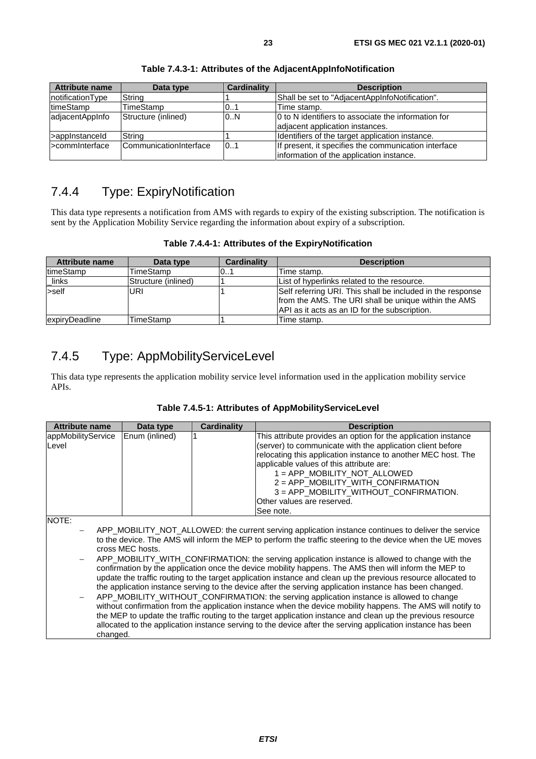**Table 7.4.3-1: Attributes of the AdjacentAppInfoNotification**

| Attribute name | Data type | Cardinality | Description |
| --- | --- | --- | --- |
| notificationType | String | 1 | Shall be set to "AdjacentAppInfoNotification". |
| timeStamp | TimeStamp | 0..1 | Time stamp. |
| adjacentAppInfo | Structure (inlined) | 0..N | 0 to N identifiers to associate the information for adjacent application instances. |
| >appInstanceId | String | 1 | Identifiers of the target application instance. |
| >commInterface | CommunicationInterface | 0..1 | If present, it specifies the communication interface information of the application instance. |

## 7.4.4 Type: ExpiryNotification

This data type represents a notification from AMS with regards to expiry of the existing subscription. The notification is sent by the Application Mobility Service regarding the information about expiry of a subscription.

**Table 7.4.4-1: Attributes of the ExpiryNotification**

| Attribute name | Data type | Cardinality | Description |
| --- | --- | --- | --- |
| timeStamp | TimeStamp | 0..1 | Time stamp. |
| _links | Structure (inlined) | 1 | List of hyperlinks related to the resource. |
| >self | URI | 1 | Self referring URI. This shall be included in the response from the AMS. The URI shall be unique within the AMS API as it acts as an ID for the subscription. |
| expiryDeadline | TimeStamp | 1 | Time stamp. |

## 7.4.5 Type: AppMobilityServiceLevel

This data type represents the application mobility service level information used in the application mobility service APIs.

**Table 7.4.5-1: Attributes of AppMobilityServiceLevel**

| Attribute name | Data type | Cardinality | Description |
| --- | --- | --- | --- |
| appMobilityServiceLevel | Enum (inlined) | 1 | This attribute provides an option for the application instance (server) to communicate with the application client before relocating this application instance to another MEC host. The applicable values of this attribute are:<br>1 = APP_MOBILITY_NOT_ALLOWED<br>2 = APP_MOBILITY_WITH_CONFIRMATION<br>3 = APP_MOBILITY_WITHOUT_CONFIRMATION.<br>Other values are reserved.<br>See note. |
| NOTE:<br>– APP_MOBILITY_NOT_ALLOWED: the current serving application instance continues to deliver the service to the device. The AMS will inform the MEP to perform the traffic steering to the device when the UE moves cross MEC hosts.<br>– APP_MOBILITY_WITH_CONFIRMATION: the serving application instance is allowed to change with the confirmation by the application once the device mobility happens. The AMS then will inform the MEP to update the traffic routing to the target application instance and clean up the previous resource allocated to the application instance serving to the device after the serving application instance has been changed.<br>– APP_MOBILITY_WITHOUT_CONFIRMATION: the serving application instance is allowed to change without confirmation from the application instance when the device mobility happens. The AMS will notify to the MEP to update the traffic routing to the target application instance and clean up the previous resource allocated to the application instance serving to the device after the serving application instance has been changed. | | | |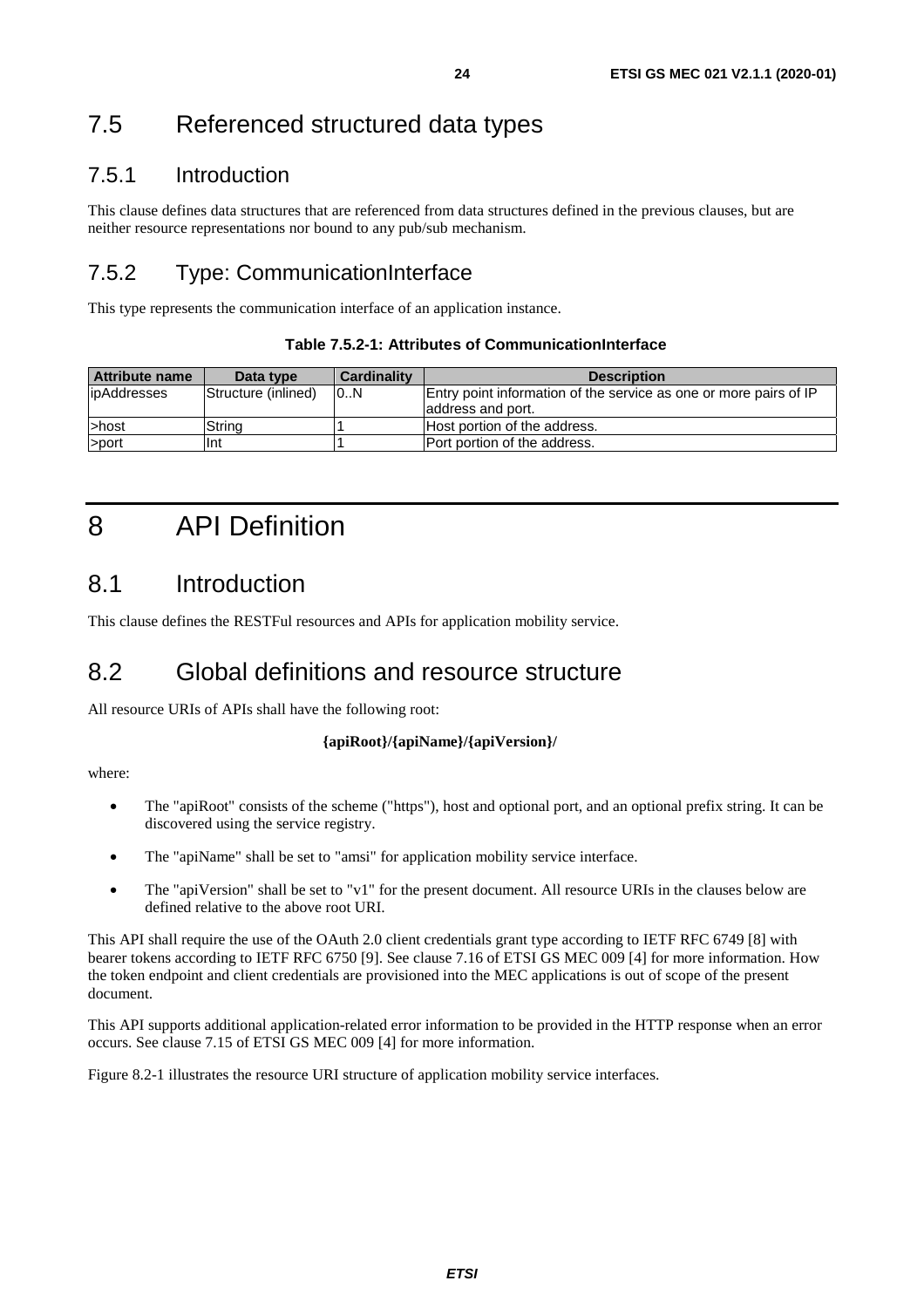## 7.5 Referenced structured data types

### 7.5.1 Introduction

This clause defines data structures that are referenced from data structures defined in the previous clauses, but are neither resource representations nor bound to any pub/sub mechanism.

### 7.5.2 Type: CommunicationInterface

This type represents the communication interface of an application instance.

**Table 7.5.2-1: Attributes of CommunicationInterface**

| Attribute name | Data type | Cardinality | Description |
| --- | --- | --- | --- |
| ipAddresses | Structure (inlined) | 0..N | Entry point information of the service as one or more pairs of IP address and port. |
| >host | String | 1 | Host portion of the address. |
| >port | Int | 1 | Port portion of the address. |

# 8 API Definition

## 8.1 Introduction

This clause defines the RESTFul resources and APIs for application mobility service.

## 8.2 Global definitions and resource structure

All resource URIs of APIs shall have the following root:

**{apiRoot}/{apiName}/{apiVersion}/**

where:

- The "apiRoot" consists of the scheme ("https"), host and optional port, and an optional prefix string. It can be discovered using the service registry.
- The "apiName" shall be set to "amsi" for application mobility service interface.
- The "apiVersion" shall be set to "v1" for the present document. All resource URIs in the clauses below are defined relative to the above root URI.

This API shall require the use of the OAuth 2.0 client credentials grant type according to IETF RFC 6749 [8] with bearer tokens according to IETF RFC 6750 [9]. See clause 7.16 of ETSI GS MEC 009 [4] for more information. How the token endpoint and client credentials are provisioned into the MEC applications is out of scope of the present document.

This API supports additional application-related error information to be provided in the HTTP response when an error occurs. See clause 7.15 of ETSI GS MEC 009 [4] for more information.

Figure 8.2-1 illustrates the resource URI structure of application mobility service interfaces.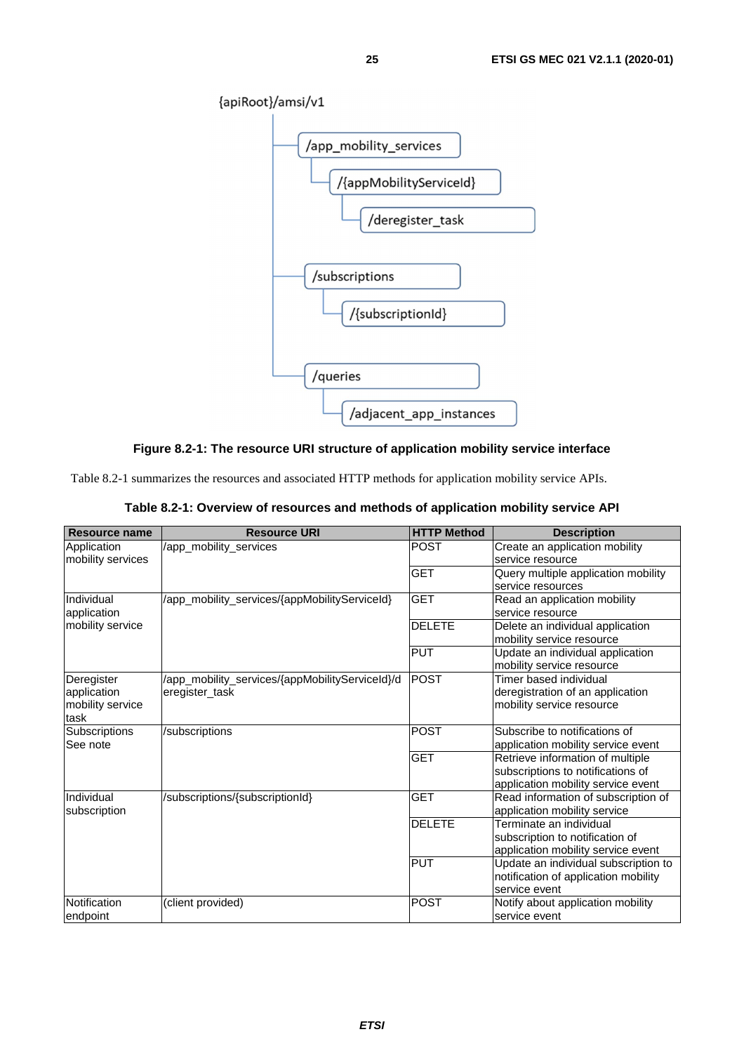{apiRoot}/amsi/v1

- /app_mobility_services
  - /{appMobilityServiceId}
    - /deregister_task
- /subscriptions
  - /{subscriptionId}
- /queries
  - /adjacent_app_instances

**Figure 8.2-1: The resource URI structure of application mobility service interface**

Table 8.2-1 summarizes the resources and associated HTTP methods for application mobility service APIs.

**Table 8.2-1: Overview of resources and methods of application mobility service API**

| Resource name | Resource URI | HTTP Method | Description |
|---|---|---|---|
| Application mobility services | /app_mobility_services | POST | Create an application mobility service resource |
| | | GET | Query multiple application mobility service resources |
| Individual application mobility service | /app_mobility_services/{appMobilityServiceId} | GET | Read an application mobility service resource |
| | | DELETE | Delete an individual application mobility service resource |
| | | PUT | Update an individual application mobility service resource |
| Deregister application mobility service task | /app_mobility_services/{appMobilityServiceId}/deregister_task | POST | Timer based individual deregistration of an application mobility service resource |
| Subscriptions See note | /subscriptions | POST | Subscribe to notifications of application mobility service event |
| | | GET | Retrieve information of multiple subscriptions to notifications of application mobility service event |
| Individual subscription | /subscriptions/{subscriptionId} | GET | Read information of subscription of application mobility service |
| | | DELETE | Terminate an individual subscription to notification of application mobility service event |
| | | PUT | Update an individual subscription to notification of application mobility service event |
| Notification endpoint | (client provided) | POST | Notify about application mobility service event |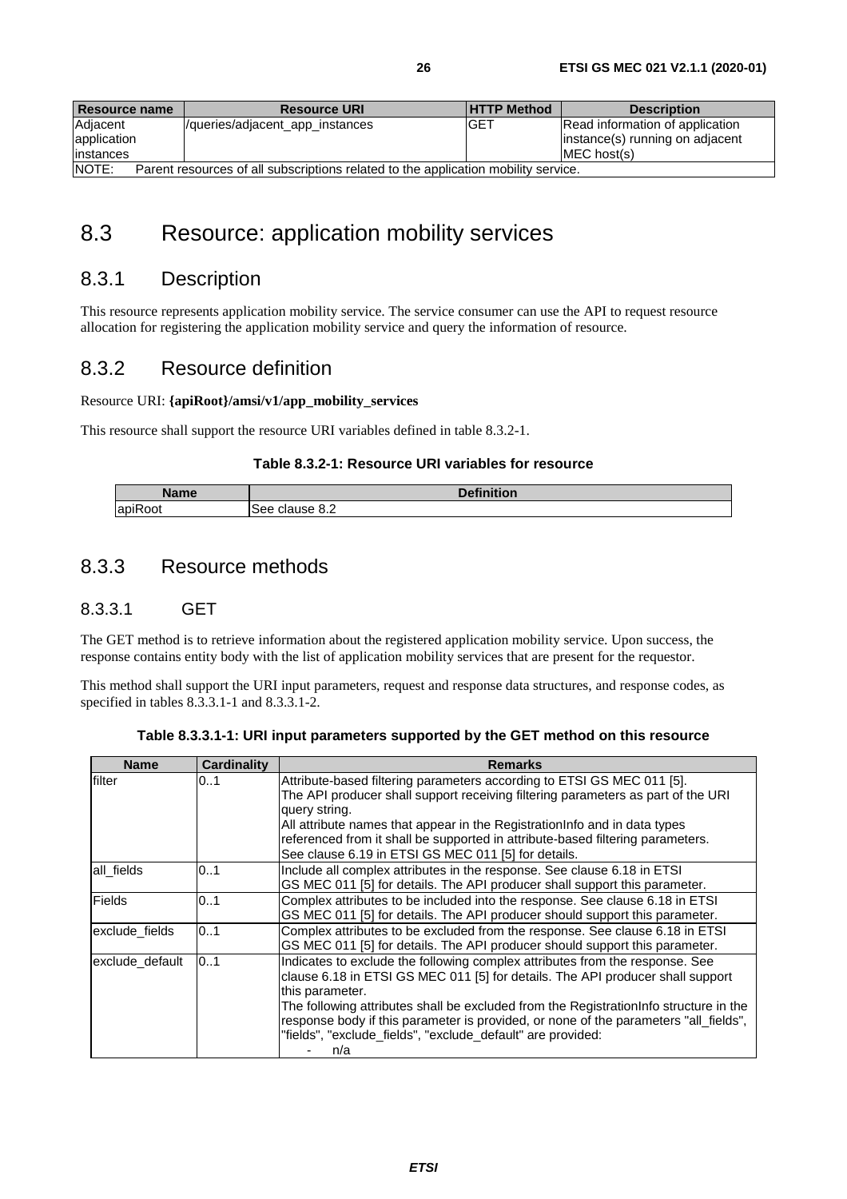| Resource name | Resource URI | HTTP Method | Description |
|---|---|---|---|
| Adjacent application instances | /queries/adjacent_app_instances | GET | Read information of application instance(s) running on adjacent MEC host(s) |
| NOTE: Parent resources of all subscriptions related to the application mobility service. | | | |

# 8.3 Resource: application mobility services

## 8.3.1 Description

This resource represents application mobility service. The service consumer can use the API to request resource allocation for registering the application mobility service and query the information of resource.

## 8.3.2 Resource definition

Resource URI: **{apiRoot}/amsi/v1/app_mobility_services**

This resource shall support the resource URI variables defined in table 8.3.2-1.

**Table 8.3.2-1: Resource URI variables for resource**

| Name | Definition |
|---|---|
| apiRoot | See clause 8.2 |

## 8.3.3 Resource methods

### 8.3.3.1 GET

The GET method is to retrieve information about the registered application mobility service. Upon success, the response contains entity body with the list of application mobility services that are present for the requestor.

This method shall support the URI input parameters, request and response data structures, and response codes, as specified in tables 8.3.3.1-1 and 8.3.3.1-2.

**Table 8.3.3.1-1: URI input parameters supported by the GET method on this resource**

| Name | Cardinality | Remarks |
|---|---|---|
| filter | 0..1 | Attribute-based filtering parameters according to ETSI GS MEC 011 [5].<br>The API producer shall support receiving filtering parameters as part of the URI query string.<br>All attribute names that appear in the RegistrationInfo and in data types referenced from it shall be supported in attribute-based filtering parameters.<br>See clause 6.19 in ETSI GS MEC 011 [5] for details. |
| all_fields | 0..1 | Include all complex attributes in the response. See clause 6.18 in ETSI GS MEC 011 [5] for details. The API producer shall support this parameter. |
| Fields | 0..1 | Complex attributes to be included into the response. See clause 6.18 in ETSI GS MEC 011 [5] for details. The API producer should support this parameter. |
| exclude_fields | 0..1 | Complex attributes to be excluded from the response. See clause 6.18 in ETSI GS MEC 011 [5] for details. The API producer should support this parameter. |
| exclude_default | 0..1 | Indicates to exclude the following complex attributes from the response. See clause 6.18 in ETSI GS MEC 011 [5] for details. The API producer shall support this parameter.<br>The following attributes shall be excluded from the RegistrationInfo structure in the response body if this parameter is provided, or none of the parameters "all_fields", "fields", "exclude_fields", "exclude_default" are provided:<br>- n/a |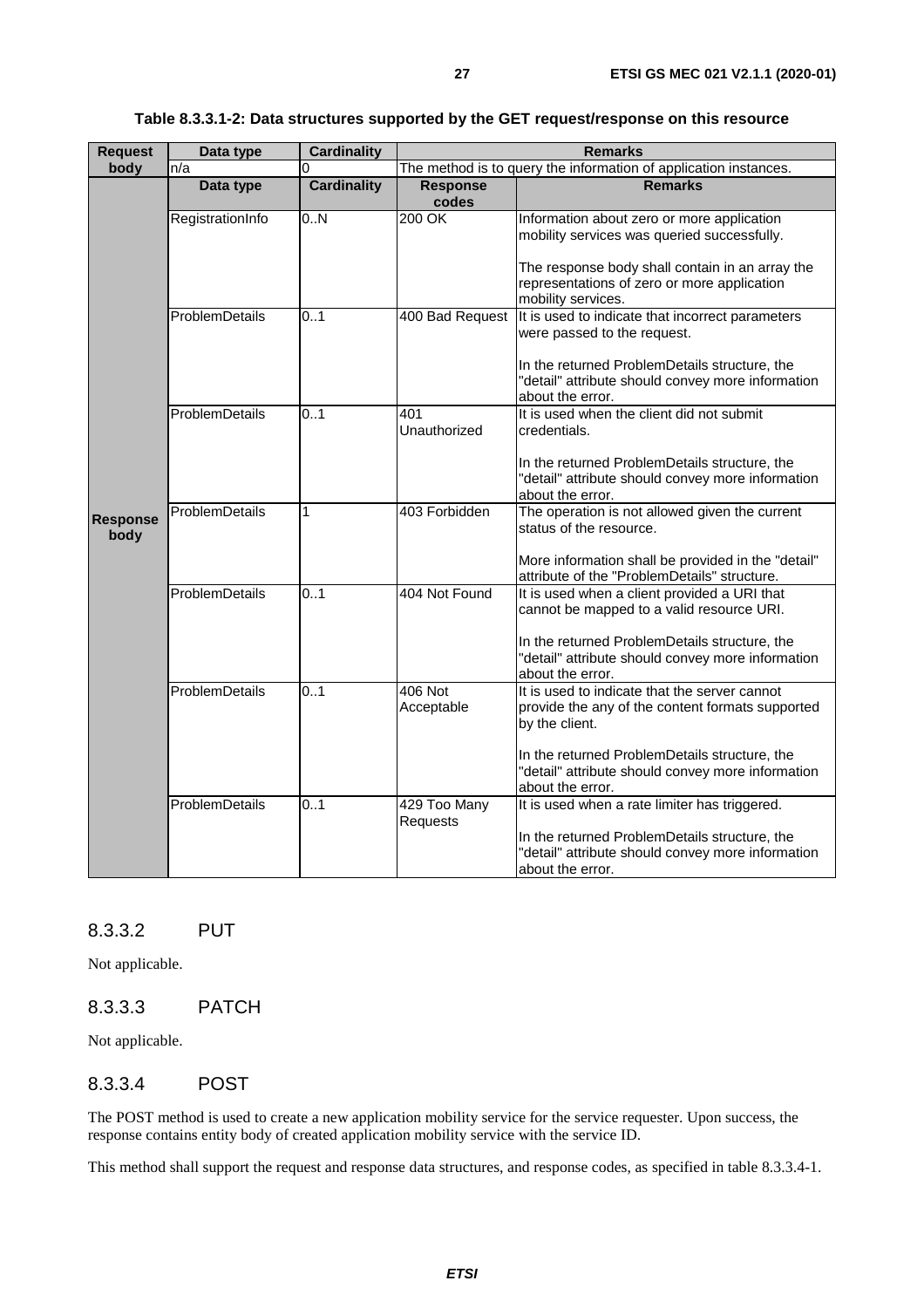**Table 8.3.3.1-2: Data structures supported by the GET request/response on this resource**

| | Data type | Cardinality | Remarks | |
|---|---|---|---|---|
| **Request body** | n/a | 0 | The method is to query the information of application instances. | |
| **Response body** | **Data type** | **Cardinality** | **Response codes** | **Remarks** |
| | RegistrationInfo | 0..N | 200 OK | Information about zero or more application mobility services was queried successfully.<br><br>The response body shall contain in an array the representations of zero or more application mobility services. |
| | ProblemDetails | 0..1 | 400 Bad Request | It is used to indicate that incorrect parameters were passed to the request.<br><br>In the returned ProblemDetails structure, the "detail" attribute should convey more information about the error. |
| | ProblemDetails | 0..1 | 401 Unauthorized | It is used when the client did not submit credentials.<br><br>In the returned ProblemDetails structure, the "detail" attribute should convey more information about the error. |
| | ProblemDetails | 1 | 403 Forbidden | The operation is not allowed given the current status of the resource.<br><br>More information shall be provided in the "detail" attribute of the "ProblemDetails" structure. |
| | ProblemDetails | 0..1 | 404 Not Found | It is used when a client provided a URI that cannot be mapped to a valid resource URI.<br><br>In the returned ProblemDetails structure, the "detail" attribute should convey more information about the error. |
| | ProblemDetails | 0..1 | 406 Not Acceptable | It is used to indicate that the server cannot provide the any of the content formats supported by the client.<br><br>In the returned ProblemDetails structure, the "detail" attribute should convey more information about the error. |
| | ProblemDetails | 0..1 | 429 Too Many Requests | It is used when a rate limiter has triggered.<br><br>In the returned ProblemDetails structure, the "detail" attribute should convey more information about the error. |

### 8.3.3.2 PUT

Not applicable.

### 8.3.3.3 PATCH

Not applicable.

### 8.3.3.4 POST

The POST method is used to create a new application mobility service for the service requester. Upon success, the response contains entity body of created application mobility service with the service ID.

This method shall support the request and response data structures, and response codes, as specified in table 8.3.3.4-1.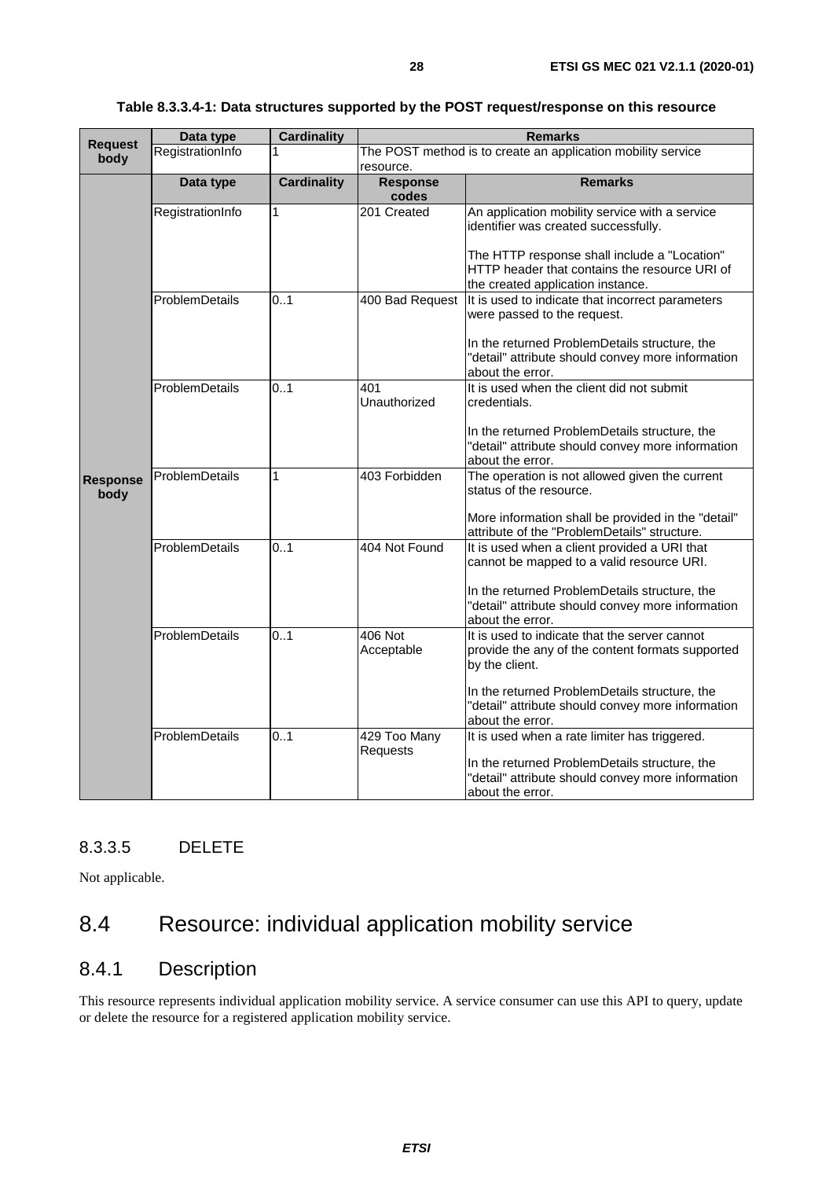**Table 8.3.3.4-1: Data structures supported by the POST request/response on this resource**

| | Data type | Cardinality | Remarks | |
|---|---|---|---|---|
| **Request body** | RegistrationInfo | 1 | The POST method is to create an application mobility service resource. | |
| **Response body** | **Data type** | **Cardinality** | **Response codes** | **Remarks** |
| | RegistrationInfo | 1 | 201 Created | An application mobility service with a service identifier was created successfully.<br><br>The HTTP response shall include a "Location" HTTP header that contains the resource URI of the created application instance. |
| | ProblemDetails | 0..1 | 400 Bad Request | It is used to indicate that incorrect parameters were passed to the request.<br><br>In the returned ProblemDetails structure, the "detail" attribute should convey more information about the error. |
| | ProblemDetails | 0..1 | 401 Unauthorized | It is used when the client did not submit credentials.<br><br>In the returned ProblemDetails structure, the "detail" attribute should convey more information about the error. |
| | ProblemDetails | 1 | 403 Forbidden | The operation is not allowed given the current status of the resource.<br><br>More information shall be provided in the "detail" attribute of the "ProblemDetails" structure. |
| | ProblemDetails | 0..1 | 404 Not Found | It is used when a client provided a URI that cannot be mapped to a valid resource URI.<br><br>In the returned ProblemDetails structure, the "detail" attribute should convey more information about the error. |
| | ProblemDetails | 0..1 | 406 Not Acceptable | It is used to indicate that the server cannot provide the any of the content formats supported by the client.<br><br>In the returned ProblemDetails structure, the "detail" attribute should convey more information about the error. |
| | ProblemDetails | 0..1 | 429 Too Many Requests | It is used when a rate limiter has triggered.<br><br>In the returned ProblemDetails structure, the "detail" attribute should convey more information about the error. |

#### 8.3.3.5 DELETE

Not applicable.

## 8.4 Resource: individual application mobility service

### 8.4.1 Description

This resource represents individual application mobility service. A service consumer can use this API to query, update or delete the resource for a registered application mobility service.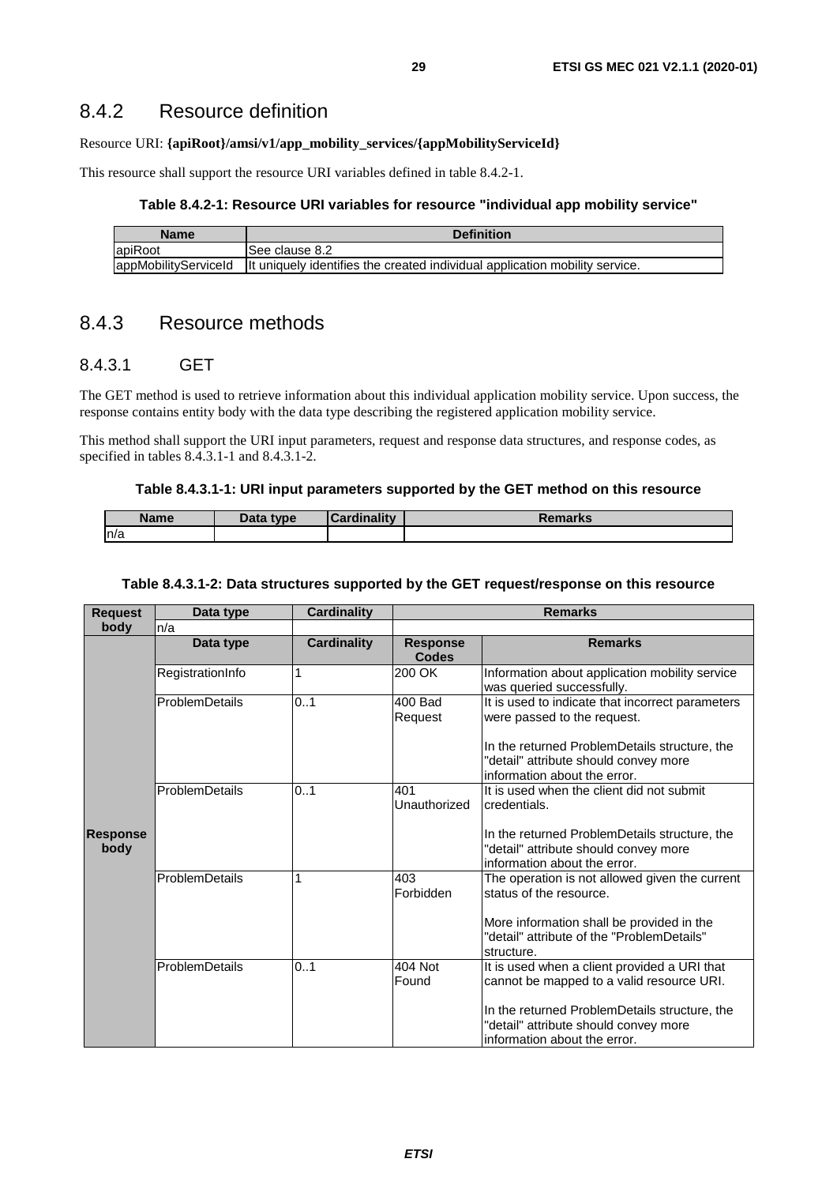### 8.4.2 Resource definition

Resource URI: **{apiRoot}/amsi/v1/app_mobility_services/{appMobilityServiceId}**

This resource shall support the resource URI variables defined in table 8.4.2-1.

**Table 8.4.2-1: Resource URI variables for resource "individual app mobility service"**

| Name | Definition |
|---|---|
| apiRoot | See clause 8.2 |
| appMobilityServiceId | It uniquely identifies the created individual application mobility service. |

### 8.4.3 Resource methods

#### 8.4.3.1 GET

The GET method is used to retrieve information about this individual application mobility service. Upon success, the response contains entity body with the data type describing the registered application mobility service.

This method shall support the URI input parameters, request and response data structures, and response codes, as specified in tables 8.4.3.1-1 and 8.4.3.1-2.

**Table 8.4.3.1-1: URI input parameters supported by the GET method on this resource**

| Name | Data type | Cardinality | Remarks |
|---|---|---|---|
| n/a | | | |

**Table 8.4.3.1-2: Data structures supported by the GET request/response on this resource**

| Request body | Data type | Cardinality | Remarks | |
|---|---|---|---|---|
| | n/a | | | |
| Response body | Data type | Cardinality | Response Codes | Remarks |
| | RegistrationInfo | 1 | 200 OK | Information about application mobility service was queried successfully. |
| | ProblemDetails | 0..1 | 400 Bad Request | It is used to indicate that incorrect parameters were passed to the request.<br><br>In the returned ProblemDetails structure, the "detail" attribute should convey more information about the error. |
| | ProblemDetails | 0..1 | 401 Unauthorized | It is used when the client did not submit credentials.<br><br>In the returned ProblemDetails structure, the "detail" attribute should convey more information about the error. |
| | ProblemDetails | 1 | 403 Forbidden | The operation is not allowed given the current status of the resource.<br><br>More information shall be provided in the "detail" attribute of the "ProblemDetails" structure. |
| | ProblemDetails | 0..1 | 404 Not Found | It is used when a client provided a URI that cannot be mapped to a valid resource URI.<br><br>In the returned ProblemDetails structure, the "detail" attribute should convey more information about the error. |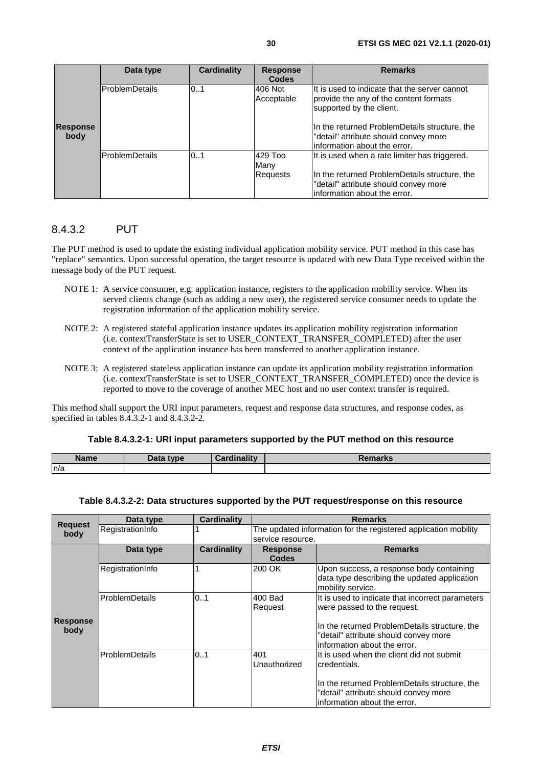| | Data type | Cardinality | Response Codes | Remarks |
|---|---|---|---|---|
| Response body | ProblemDetails | 0..1 | 406 Not Acceptable | It is used to indicate that the server cannot provide the any of the content formats supported by the client.<br><br>In the returned ProblemDetails structure, the "detail" attribute should convey more information about the error. |
| | ProblemDetails | 0..1 | 429 Too Many Requests | It is used when a rate limiter has triggered.<br><br>In the returned ProblemDetails structure, the "detail" attribute should convey more information about the error. |

### 8.4.3.2 PUT

The PUT method is used to update the existing individual application mobility service. PUT method in this case has "replace" semantics. Upon successful operation, the target resource is updated with new Data Type received within the message body of the PUT request.

NOTE 1: A service consumer, e.g. application instance, registers to the application mobility service. When its served clients change (such as adding a new user), the registered service consumer needs to update the registration information of the application mobility service.

NOTE 2: A registered stateful application instance updates its application mobility registration information (i.e. contextTransferState is set to USER_CONTEXT_TRANSFER_COMPLETED) after the user context of the application instance has been transferred to another application instance.

NOTE 3: A registered stateless application instance can update its application mobility registration information (i.e. contextTransferState is set to USER_CONTEXT_TRANSFER_COMPLETED) once the device is reported to move to the coverage of another MEC host and no user context transfer is required.

This method shall support the URI input parameters, request and response data structures, and response codes, as specified in tables 8.4.3.2-1 and 8.4.3.2-2.

**Table 8.4.3.2-1: URI input parameters supported by the PUT method on this resource**

| Name | Data type | Cardinality | Remarks |
|---|---|---|---|
| n/a | | | |

**Table 8.4.3.2-2: Data structures supported by the PUT request/response on this resource**

| | Data type | Cardinality | Response Codes | Remarks |
|---|---|---|---|---|
| Request body | RegistrationInfo | 1 | The updated information for the registered application mobility service resource. | |
| Response body | **Data type** | **Cardinality** | **Response Codes** | **Remarks** |
| | RegistrationInfo | 1 | 200 OK | Upon success, a response body containing data type describing the updated application mobility service. |
| | ProblemDetails | 0..1 | 400 Bad Request | It is used to indicate that incorrect parameters were passed to the request.<br><br>In the returned ProblemDetails structure, the "detail" attribute should convey more information about the error. |
| | ProblemDetails | 0..1 | 401 Unauthorized | It is used when the client did not submit credentials.<br><br>In the returned ProblemDetails structure, the "detail" attribute should convey more information about the error. |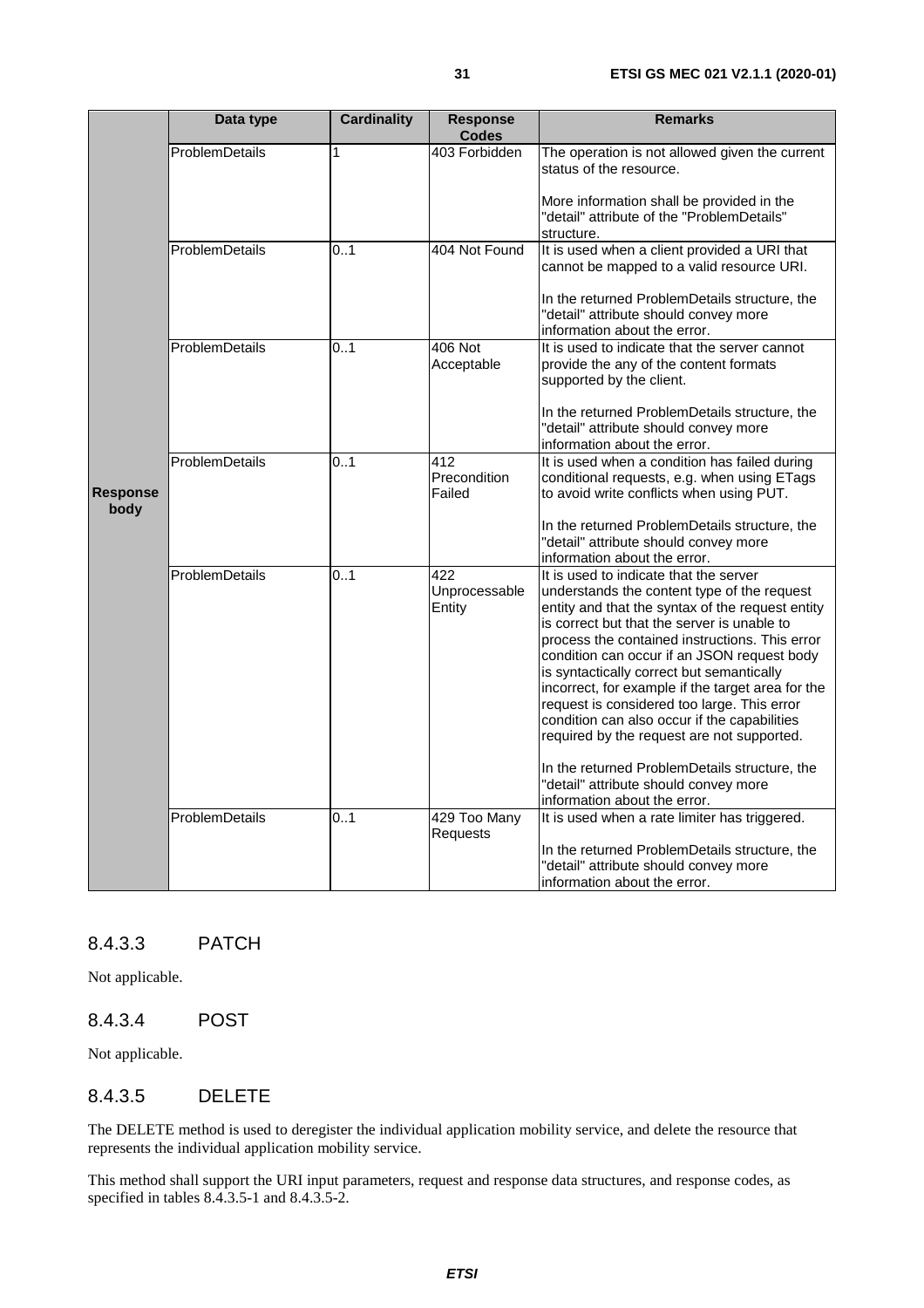| | Data type | Cardinality | Response Codes | Remarks |
|---|---|---|---|---|
| Response body | ProblemDetails | 1 | 403 Forbidden | The operation is not allowed given the current status of the resource.<br><br>More information shall be provided in the "detail" attribute of the "ProblemDetails" structure. |
| | ProblemDetails | 0..1 | 404 Not Found | It is used when a client provided a URI that cannot be mapped to a valid resource URI.<br><br>In the returned ProblemDetails structure, the "detail" attribute should convey more information about the error. |
| | ProblemDetails | 0..1 | 406 Not Acceptable | It is used to indicate that the server cannot provide the any of the content formats supported by the client.<br><br>In the returned ProblemDetails structure, the "detail" attribute should convey more information about the error. |
| | ProblemDetails | 0..1 | 412 Precondition Failed | It is used when a condition has failed during conditional requests, e.g. when using ETags to avoid write conflicts when using PUT.<br><br>In the returned ProblemDetails structure, the "detail" attribute should convey more information about the error. |
| | ProblemDetails | 0..1 | 422 Unprocessable Entity | It is used to indicate that the server understands the content type of the request entity and that the syntax of the request entity is correct but that the server is unable to process the contained instructions. This error condition can occur if an JSON request body is syntactically correct but semantically incorrect, for example if the target area for the request is considered too large. This error condition can also occur if the capabilities required by the request are not supported.<br><br>In the returned ProblemDetails structure, the "detail" attribute should convey more information about the error. |
| | ProblemDetails | 0..1 | 429 Too Many Requests | It is used when a rate limiter has triggered.<br><br>In the returned ProblemDetails structure, the "detail" attribute should convey more information about the error. |

### 8.4.3.3 PATCH

Not applicable.

### 8.4.3.4 POST

Not applicable.

### 8.4.3.5 DELETE

The DELETE method is used to deregister the individual application mobility service, and delete the resource that represents the individual application mobility service.

This method shall support the URI input parameters, request and response data structures, and response codes, as specified in tables 8.4.3.5-1 and 8.4.3.5-2.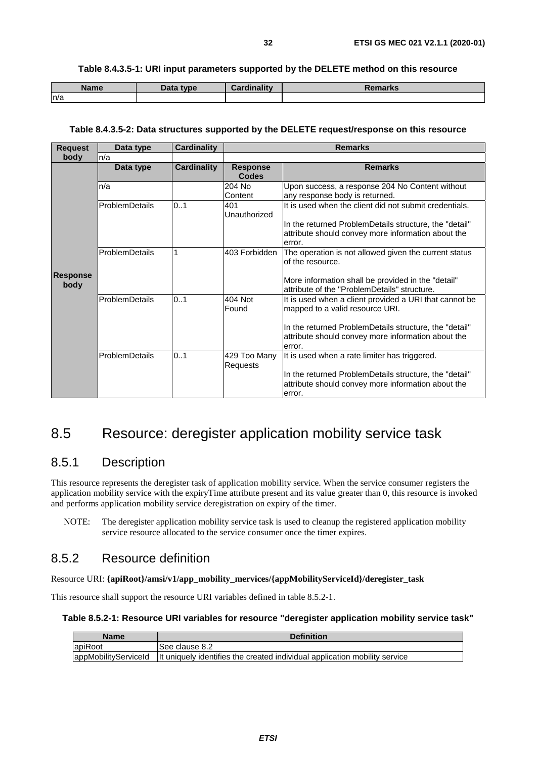**Table 8.4.3.5-1: URI input parameters supported by the DELETE method on this resource**

| Name | Data type | Cardinality | Remarks |
| --- | --- | --- | --- |
| n/a | | | |

**Table 8.4.3.5-2: Data structures supported by the DELETE request/response on this resource**

| | Data type | Cardinality | | Remarks |
| --- | --- | --- | --- | --- |
| **Request body** | n/a | | | |
| **Response body** | **Data type** | **Cardinality** | **Response Codes** | **Remarks** |
| | n/a | | 204 No Content | Upon success, a response 204 No Content without any response body is returned. |
| | ProblemDetails | 0..1 | 401 Unauthorized | It is used when the client did not submit credentials.<br><br>In the returned ProblemDetails structure, the "detail" attribute should convey more information about the error. |
| | ProblemDetails | 1 | 403 Forbidden | The operation is not allowed given the current status of the resource.<br><br>More information shall be provided in the "detail" attribute of the "ProblemDetails" structure. |
| | ProblemDetails | 0..1 | 404 Not Found | It is used when a client provided a URI that cannot be mapped to a valid resource URI.<br><br>In the returned ProblemDetails structure, the "detail" attribute should convey more information about the error. |
| | ProblemDetails | 0..1 | 429 Too Many Requests | It is used when a rate limiter has triggered.<br><br>In the returned ProblemDetails structure, the "detail" attribute should convey more information about the error. |

# 8.5 Resource: deregister application mobility service task

## 8.5.1 Description

This resource represents the deregister task of application mobility service. When the service consumer registers the application mobility service with the expiryTime attribute present and its value greater than 0, this resource is invoked and performs application mobility service deregistration on expiry of the timer.

NOTE: The deregister application mobility service task is used to cleanup the registered application mobility service resource allocated to the service consumer once the timer expires.

## 8.5.2 Resource definition

Resource URI: **{apiRoot}/amsi/v1/app_mobility_mervices/{appMobilityServiceId}/deregister_task**

This resource shall support the resource URI variables defined in table 8.5.2-1.

**Table 8.5.2-1: Resource URI variables for resource "deregister application mobility service task"**

| Name | Definition |
| --- | --- |
| apiRoot | See clause 8.2 |
| appMobilityServiceId | It uniquely identifies the created individual application mobility service |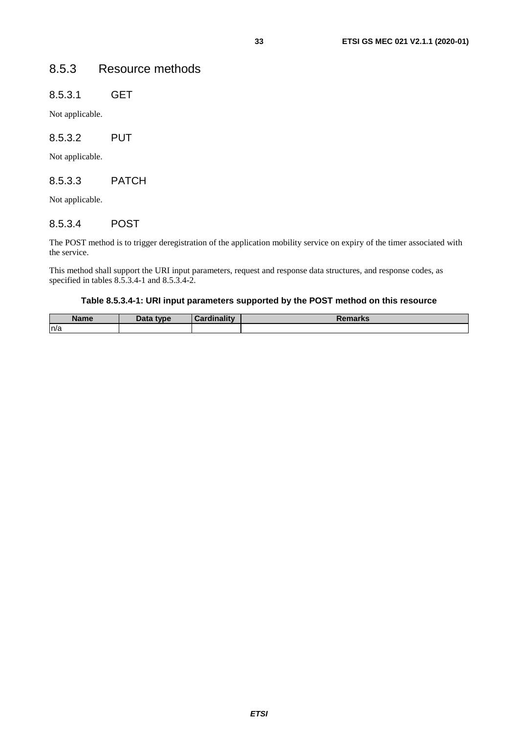### 8.5.3 Resource methods

#### 8.5.3.1 GET

Not applicable.

#### 8.5.3.2 PUT

Not applicable.

#### 8.5.3.3 PATCH

Not applicable.

#### 8.5.3.4 POST

The POST method is to trigger deregistration of the application mobility service on expiry of the timer associated with the service.

This method shall support the URI input parameters, request and response data structures, and response codes, as specified in tables 8.5.3.4-1 and 8.5.3.4-2.

**Table 8.5.3.4-1: URI input parameters supported by the POST method on this resource**

| Name | Data type | Cardinality | Remarks |
| --- | --- | --- | --- |
| n/a | | | |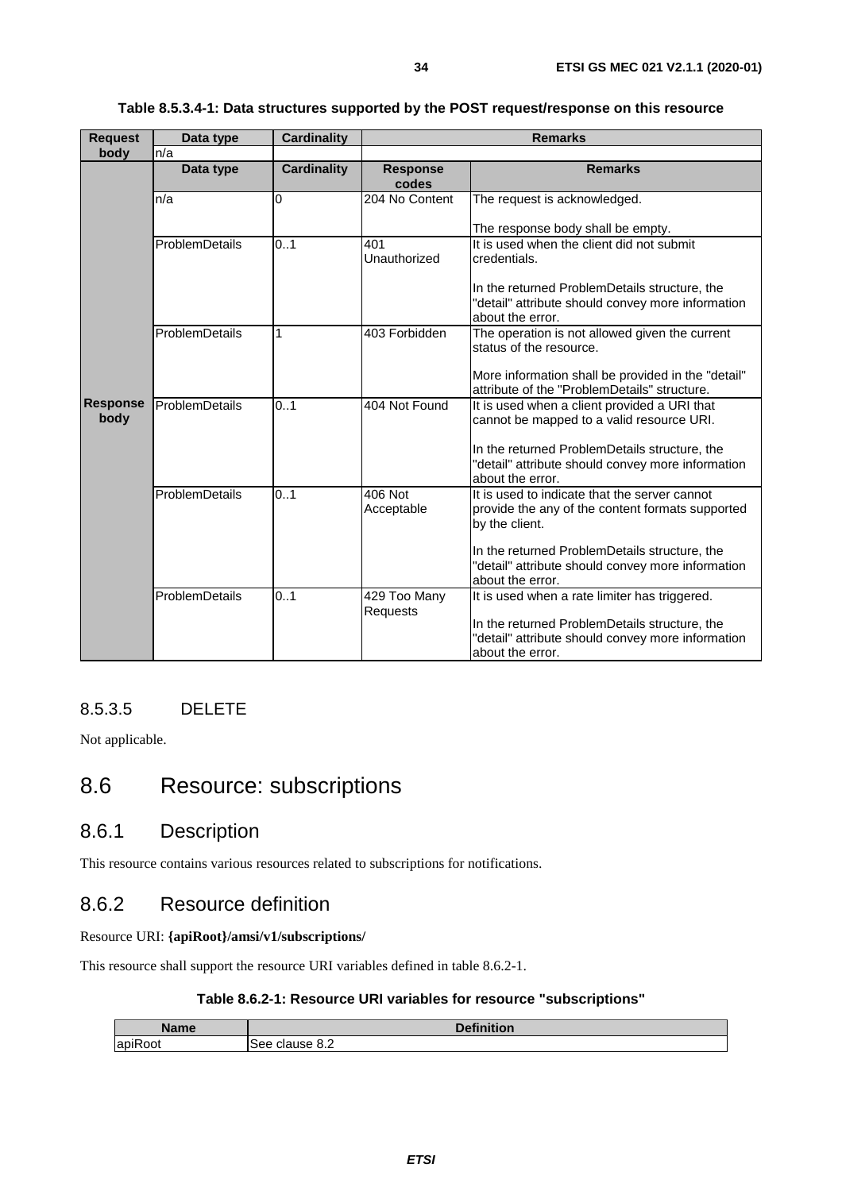**Table 8.5.3.4-1: Data structures supported by the POST request/response on this resource**

| Request body | Data type | Cardinality | Remarks | |
|---|---|---|---|---|
| | n/a | | | |
| **Response body** | **Data type** | **Cardinality** | **Response codes** | **Remarks** |
| | n/a | 0 | 204 No Content | The request is acknowledged.<br><br>The response body shall be empty. |
| | ProblemDetails | 0..1 | 401 Unauthorized | It is used when the client did not submit credentials.<br><br>In the returned ProblemDetails structure, the "detail" attribute should convey more information about the error. |
| | ProblemDetails | 1 | 403 Forbidden | The operation is not allowed given the current status of the resource.<br><br>More information shall be provided in the "detail" attribute of the "ProblemDetails" structure. |
| | ProblemDetails | 0..1 | 404 Not Found | It is used when a client provided a URI that cannot be mapped to a valid resource URI.<br><br>In the returned ProblemDetails structure, the "detail" attribute should convey more information about the error. |
| | ProblemDetails | 0..1 | 406 Not Acceptable | It is used to indicate that the server cannot provide the any of the content formats supported by the client.<br><br>In the returned ProblemDetails structure, the "detail" attribute should convey more information about the error. |
| | ProblemDetails | 0..1 | 429 Too Many Requests | It is used when a rate limiter has triggered.<br><br>In the returned ProblemDetails structure, the "detail" attribute should convey more information about the error. |

#### 8.5.3.5 DELETE

Not applicable.

## 8.6 Resource: subscriptions

### 8.6.1 Description

This resource contains various resources related to subscriptions for notifications.

### 8.6.2 Resource definition

Resource URI: **{apiRoot}/amsi/v1/subscriptions/**

This resource shall support the resource URI variables defined in table 8.6.2-1.

**Table 8.6.2-1: Resource URI variables for resource "subscriptions"**

| Name | Definition |
|---|---|
| apiRoot | See clause 8.2 |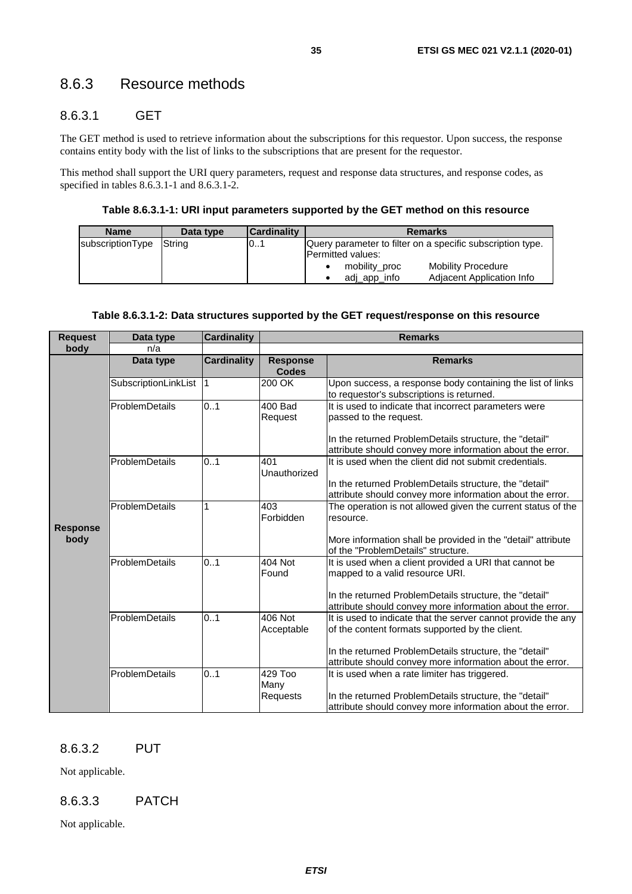### 8.6.3 Resource methods

#### 8.6.3.1 GET

The GET method is used to retrieve information about the subscriptions for this requestor. Upon success, the response contains entity body with the list of links to the subscriptions that are present for the requestor.

This method shall support the URI query parameters, request and response data structures, and response codes, as specified in tables 8.6.3.1-1 and 8.6.3.1-2.

**Table 8.6.3.1-1: URI input parameters supported by the GET method on this resource**

| Name | Data type | Cardinality | Remarks |
|---|---|---|---|
| subscriptionType | String | 0..1 | Query parameter to filter on a specific subscription type. Permitted values:<br>• mobility_proc Mobility Procedure<br>• adj_app_info Adjacent Application Info |

**Table 8.6.3.1-2: Data structures supported by the GET request/response on this resource**

| Request body | Data type | Cardinality | Remarks | |
|---|---|---|---|---|
| | n/a | | | |
| **Response body** | **Data type** | **Cardinality** | **Response Codes** | **Remarks** |
| | SubscriptionLinkList | 1 | 200 OK | Upon success, a response body containing the list of links to requestor's subscriptions is returned. |
| | ProblemDetails | 0..1 | 400 Bad Request | It is used to indicate that incorrect parameters were passed to the request.<br><br>In the returned ProblemDetails structure, the "detail" attribute should convey more information about the error. |
| | ProblemDetails | 0..1 | 401 Unauthorized | It is used when the client did not submit credentials.<br><br>In the returned ProblemDetails structure, the "detail" attribute should convey more information about the error. |
| | ProblemDetails | 1 | 403 Forbidden | The operation is not allowed given the current status of the resource.<br><br>More information shall be provided in the "detail" attribute of the "ProblemDetails" structure. |
| | ProblemDetails | 0..1 | 404 Not Found | It is used when a client provided a URI that cannot be mapped to a valid resource URI.<br><br>In the returned ProblemDetails structure, the "detail" attribute should convey more information about the error. |
| | ProblemDetails | 0..1 | 406 Not Acceptable | It is used to indicate that the server cannot provide the any of the content formats supported by the client.<br><br>In the returned ProblemDetails structure, the "detail" attribute should convey more information about the error. |
| | ProblemDetails | 0..1 | 429 Too Many Requests | It is used when a rate limiter has triggered.<br><br>In the returned ProblemDetails structure, the "detail" attribute should convey more information about the error. |

#### 8.6.3.2 PUT

Not applicable.

#### 8.6.3.3 PATCH

Not applicable.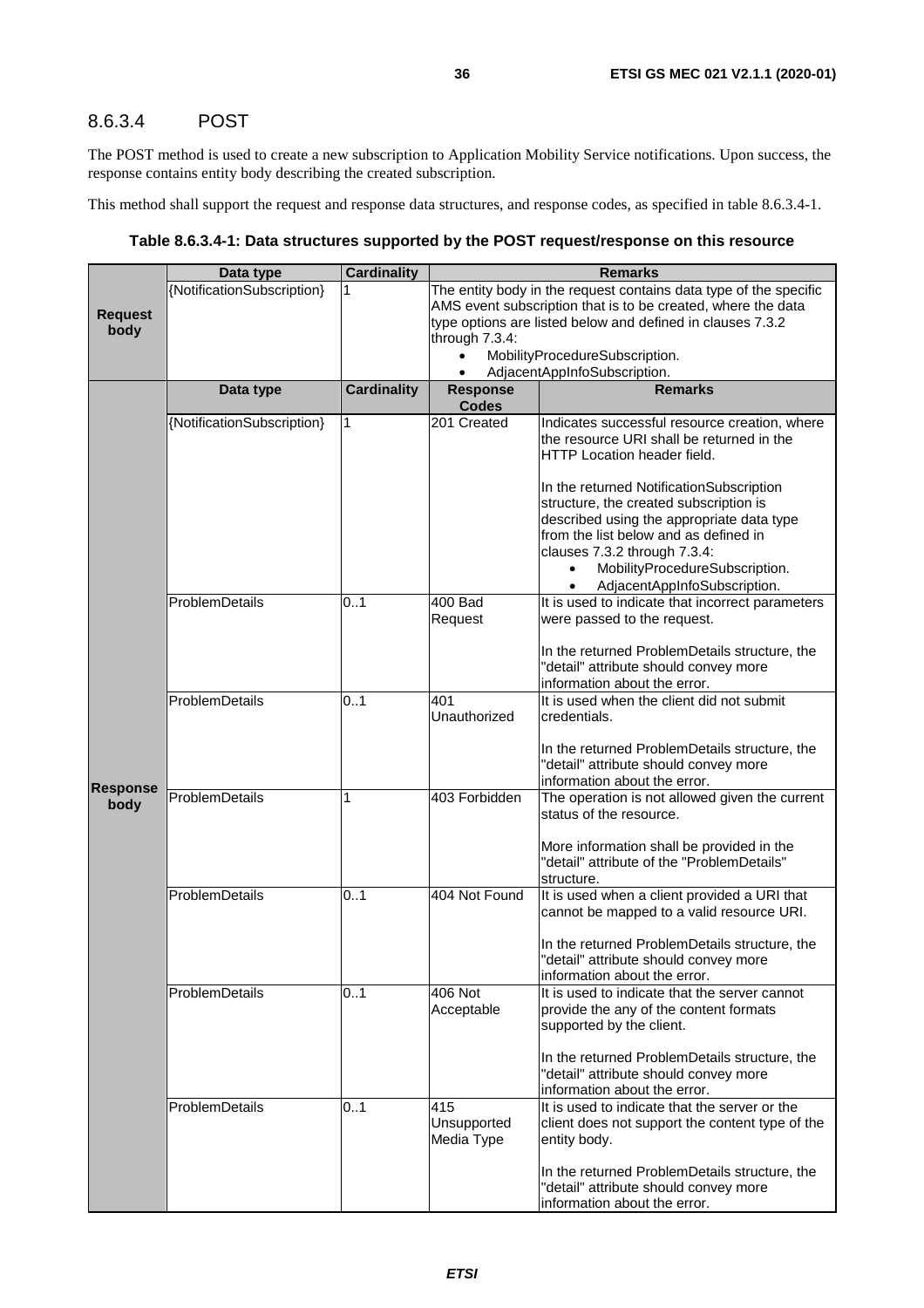### 8.6.3.4 POST

The POST method is used to create a new subscription to Application Mobility Service notifications. Upon success, the response contains entity body describing the created subscription.

This method shall support the request and response data structures, and response codes, as specified in table 8.6.3.4-1.

**Table 8.6.3.4-1: Data structures supported by the POST request/response on this resource**

| | Data type | Cardinality | Remarks | |
|---|---|---|---|---|
| **Request body** | {NotificationSubscription} | 1 | The entity body in the request contains data type of the specific AMS event subscription that is to be created, where the data type options are listed below and defined in clauses 7.3.2 through 7.3.4:<br>• MobilityProcedureSubscription.<br>• AdjacentAppInfoSubscription. | |
| **Response body** | **Data type** | **Cardinality** | **Response Codes** | **Remarks** |
| | {NotificationSubscription} | 1 | 201 Created | Indicates successful resource creation, where the resource URI shall be returned in the HTTP Location header field.<br><br>In the returned NotificationSubscription structure, the created subscription is described using the appropriate data type from the list below and as defined in clauses 7.3.2 through 7.3.4:<br>• MobilityProcedureSubscription.<br>• AdjacentAppInfoSubscription. |
| | ProblemDetails | 0..1 | 400 Bad Request | It is used to indicate that incorrect parameters were passed to the request.<br><br>In the returned ProblemDetails structure, the "detail" attribute should convey more information about the error. |
| | ProblemDetails | 0..1 | 401 Unauthorized | It is used when the client did not submit credentials.<br><br>In the returned ProblemDetails structure, the "detail" attribute should convey more information about the error. |
| | ProblemDetails | 1 | 403 Forbidden | The operation is not allowed given the current status of the resource.<br><br>More information shall be provided in the "detail" attribute of the "ProblemDetails" structure. |
| | ProblemDetails | 0..1 | 404 Not Found | It is used when a client provided a URI that cannot be mapped to a valid resource URI.<br><br>In the returned ProblemDetails structure, the "detail" attribute should convey more information about the error. |
| | ProblemDetails | 0..1 | 406 Not Acceptable | It is used to indicate that the server cannot provide the any of the content formats supported by the client.<br><br>In the returned ProblemDetails structure, the "detail" attribute should convey more information about the error. |
| | ProblemDetails | 0..1 | 415 Unsupported Media Type | It is used to indicate that the server or the client does not support the content type of the entity body.<br><br>In the returned ProblemDetails structure, the "detail" attribute should convey more information about the error. |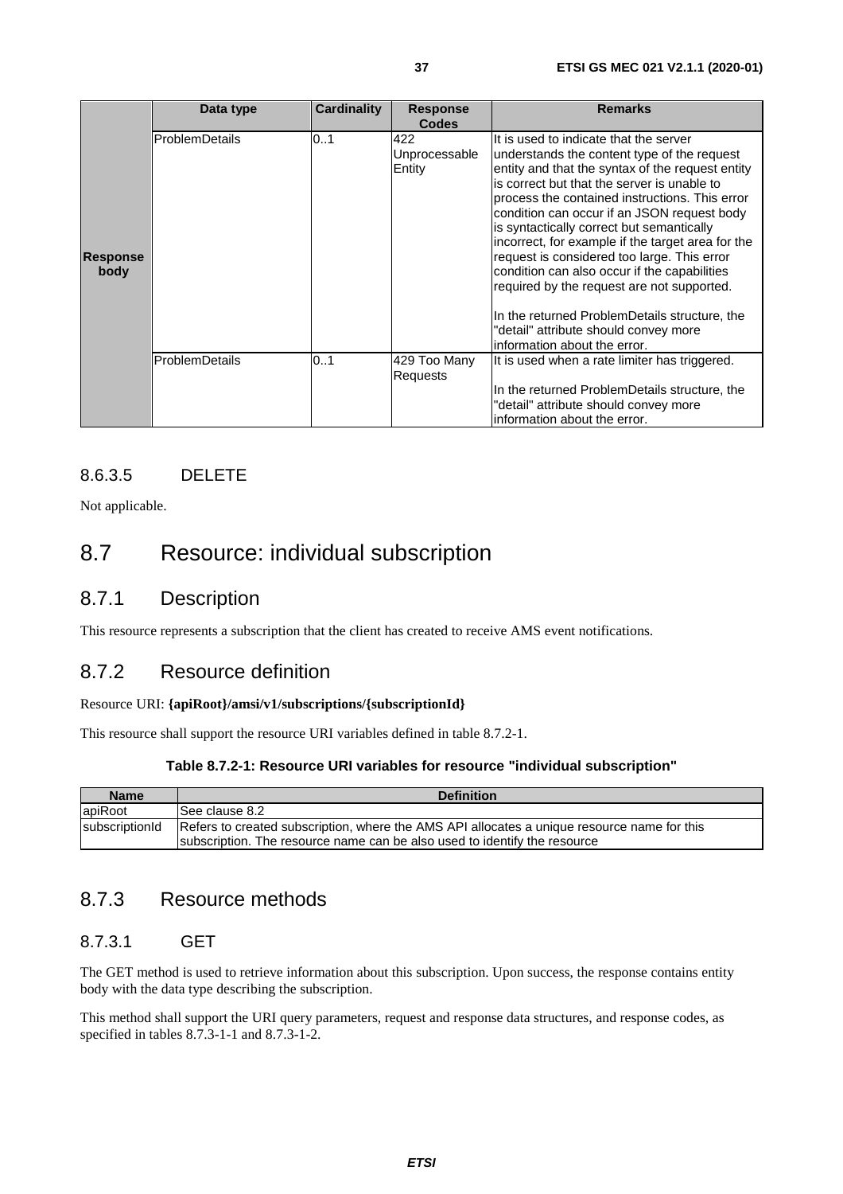| | Data type | Cardinality | Response Codes | Remarks |
|---|---|---|---|---|
| **Response body** | ProblemDetails | 0..1 | 422 Unprocessable Entity | It is used to indicate that the server understands the content type of the request entity and that the syntax of the request entity is correct but that the server is unable to process the contained instructions. This error condition can occur if an JSON request body is syntactically correct but semantically incorrect, for example if the target area for the request is considered too large. This error condition can also occur if the capabilities required by the request are not supported.<br><br>In the returned ProblemDetails structure, the "detail" attribute should convey more information about the error. |
| | ProblemDetails | 0..1 | 429 Too Many Requests | It is used when a rate limiter has triggered.<br><br>In the returned ProblemDetails structure, the "detail" attribute should convey more information about the error. |

#### 8.6.3.5 DELETE

Not applicable.

## 8.7 Resource: individual subscription

### 8.7.1 Description

This resource represents a subscription that the client has created to receive AMS event notifications.

### 8.7.2 Resource definition

Resource URI: **{apiRoot}/amsi/v1/subscriptions/{subscriptionId}**

This resource shall support the resource URI variables defined in table 8.7.2-1.

**Table 8.7.2-1: Resource URI variables for resource "individual subscription"**

| Name | Definition |
|---|---|
| apiRoot | See clause 8.2 |
| subscriptionId | Refers to created subscription, where the AMS API allocates a unique resource name for this subscription. The resource name can be also used to identify the resource |

### 8.7.3 Resource methods

#### 8.7.3.1 GET

The GET method is used to retrieve information about this subscription. Upon success, the response contains entity body with the data type describing the subscription.

This method shall support the URI query parameters, request and response data structures, and response codes, as specified in tables 8.7.3-1-1 and 8.7.3-1-2.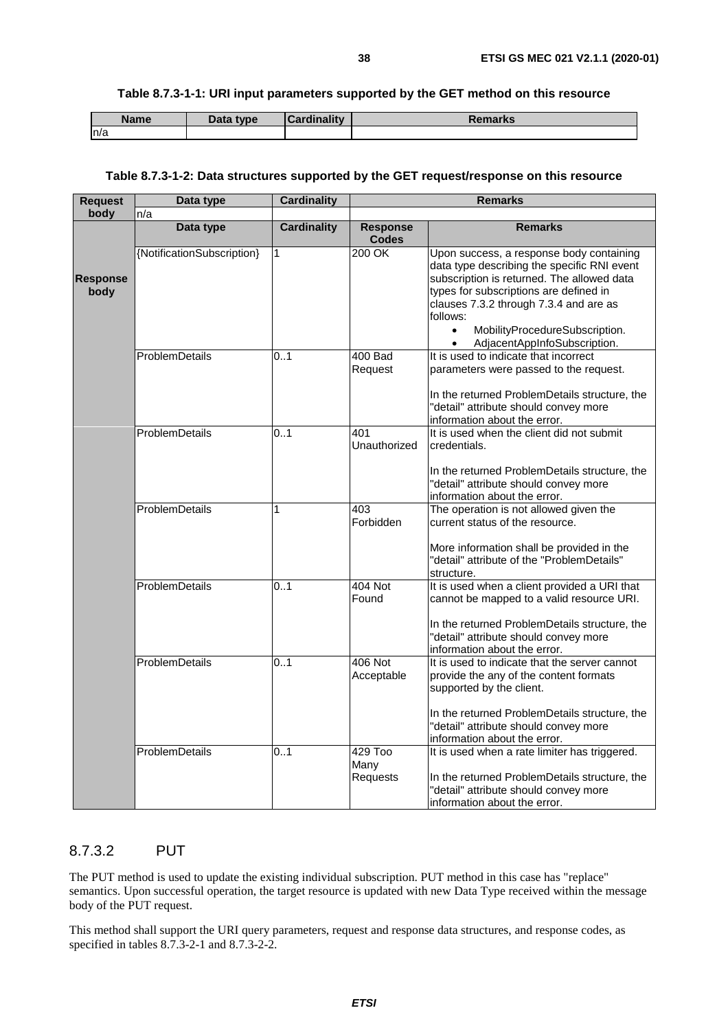**Table 8.7.3-1-1: URI input parameters supported by the GET method on this resource**

| Name | Data type | Cardinality | Remarks |
| --- | --- | --- | --- |
| n/a | | | |

**Table 8.7.3-1-2: Data structures supported by the GET request/response on this resource**

| Request body | Data type | Cardinality | Remarks | |
| --- | --- | --- | --- | --- |
| | n/a | | | |
| Response body | Data type | Cardinality | Response Codes | Remarks |
| | {NotificationSubscription} | 1 | 200 OK | Upon success, a response body containing data type describing the specific RNI event subscription is returned. The allowed data types for subscriptions are defined in clauses 7.3.2 through 7.3.4 and are as follows:<br>• MobilityProcedureSubscription.<br>• AdjacentAppInfoSubscription. |
| | ProblemDetails | 0..1 | 400 Bad Request | It is used to indicate that incorrect parameters were passed to the request.<br><br>In the returned ProblemDetails structure, the "detail" attribute should convey more information about the error. |
| | ProblemDetails | 0..1 | 401 Unauthorized | It is used when the client did not submit credentials.<br><br>In the returned ProblemDetails structure, the "detail" attribute should convey more information about the error. |
| | ProblemDetails | 1 | 403 Forbidden | The operation is not allowed given the current status of the resource.<br><br>More information shall be provided in the "detail" attribute of the "ProblemDetails" structure. |
| | ProblemDetails | 0..1 | 404 Not Found | It is used when a client provided a URI that cannot be mapped to a valid resource URI.<br><br>In the returned ProblemDetails structure, the "detail" attribute should convey more information about the error. |
| | ProblemDetails | 0..1 | 406 Not Acceptable | It is used to indicate that the server cannot provide the any of the content formats supported by the client.<br><br>In the returned ProblemDetails structure, the "detail" attribute should convey more information about the error. |
| | ProblemDetails | 0..1 | 429 Too Many Requests | It is used when a rate limiter has triggered.<br><br>In the returned ProblemDetails structure, the "detail" attribute should convey more information about the error. |

### 8.7.3.2 PUT

The PUT method is used to update the existing individual subscription. PUT method in this case has "replace" semantics. Upon successful operation, the target resource is updated with new Data Type received within the message body of the PUT request.

This method shall support the URI query parameters, request and response data structures, and response codes, as specified in tables 8.7.3-2-1 and 8.7.3-2-2.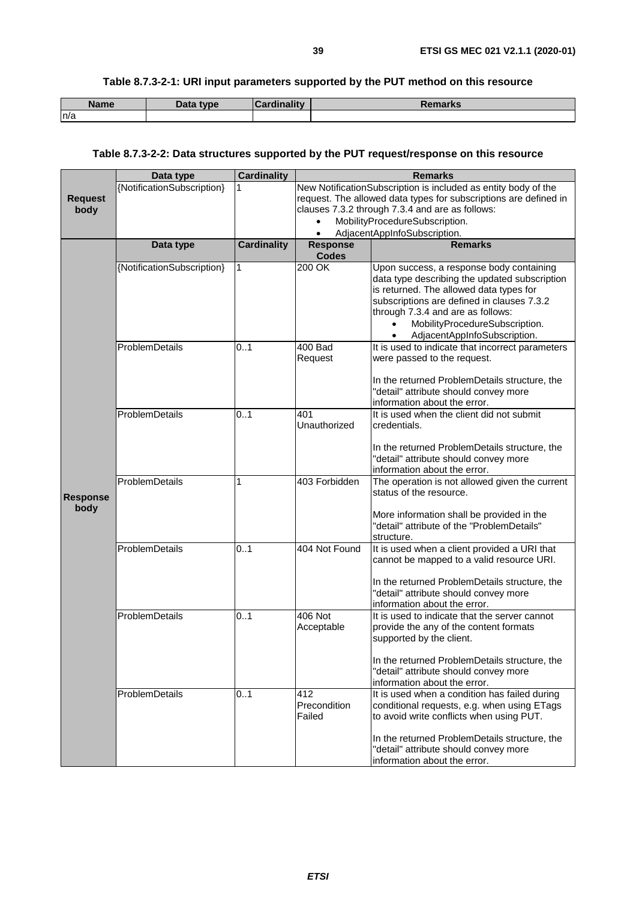**Table 8.7.3-2-1: URI input parameters supported by the PUT method on this resource**

| Name | Data type | Cardinality | Remarks |
|---|---|---|---|
| n/a | | | |

**Table 8.7.3-2-2: Data structures supported by the PUT request/response on this resource**

| | Data type | Cardinality | Remarks | |
|---|---|---|---|---|
| **Request body** | {NotificationSubscription} | 1 | New NotificationSubscription is included as entity body of the request. The allowed data types for subscriptions are defined in clauses 7.3.2 through 7.3.4 and are as follows:<br>• MobilityProcedureSubscription.<br>• AdjacentAppInfoSubscription. | |
| **Response body** | **Data type** | **Cardinality** | **Response Codes** | **Remarks** |
| | {NotificationSubscription} | 1 | 200 OK | Upon success, a response body containing data type describing the updated subscription is returned. The allowed data types for subscriptions are defined in clauses 7.3.2 through 7.3.4 and are as follows:<br>• MobilityProcedureSubscription.<br>• AdjacentAppInfoSubscription. |
| | ProblemDetails | 0..1 | 400 Bad Request | It is used to indicate that incorrect parameters were passed to the request.<br><br>In the returned ProblemDetails structure, the "detail" attribute should convey more information about the error. |
| | ProblemDetails | 0..1 | 401 Unauthorized | It is used when the client did not submit credentials.<br><br>In the returned ProblemDetails structure, the "detail" attribute should convey more information about the error. |
| | ProblemDetails | 1 | 403 Forbidden | The operation is not allowed given the current status of the resource.<br><br>More information shall be provided in the "detail" attribute of the "ProblemDetails" structure. |
| | ProblemDetails | 0..1 | 404 Not Found | It is used when a client provided a URI that cannot be mapped to a valid resource URI.<br><br>In the returned ProblemDetails structure, the "detail" attribute should convey more information about the error. |
| | ProblemDetails | 0..1 | 406 Not Acceptable | It is used to indicate that the server cannot provide the any of the content formats supported by the client.<br><br>In the returned ProblemDetails structure, the "detail" attribute should convey more information about the error. |
| | ProblemDetails | 0..1 | 412 Precondition Failed | It is used when a condition has failed during conditional requests, e.g. when using ETags to avoid write conflicts when using PUT.<br><br>In the returned ProblemDetails structure, the "detail" attribute should convey more information about the error. |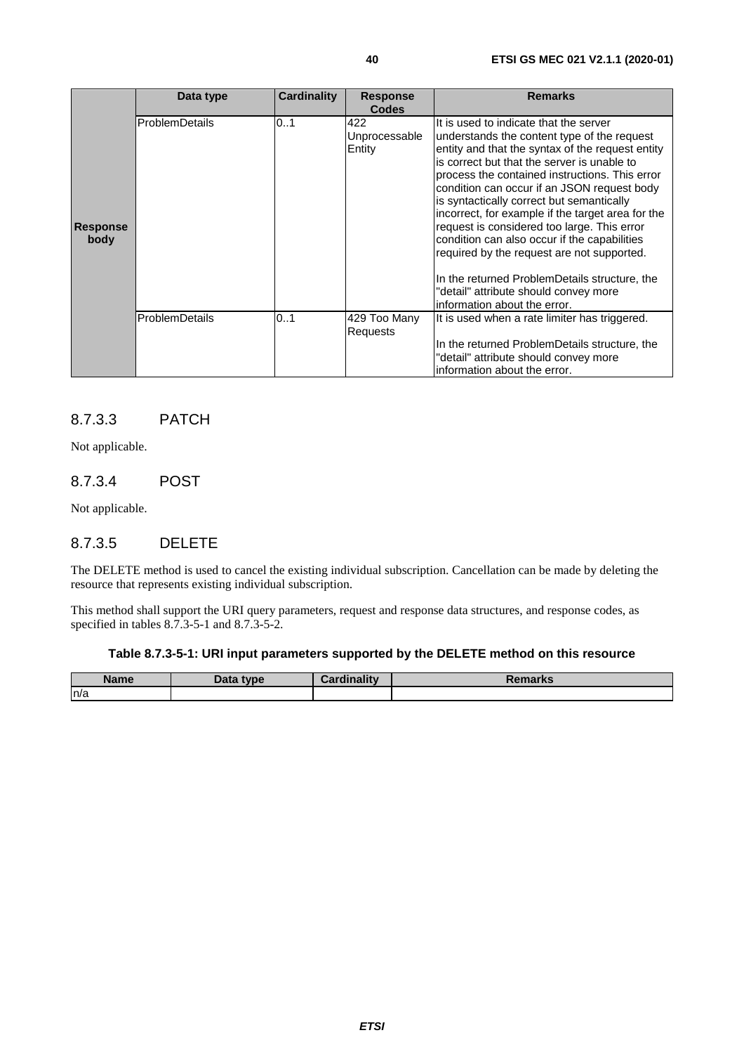|  | Data type | Cardinality | Response Codes | Remarks |
|---|---|---|---|---|
| **Response body** | ProblemDetails | 0..1 | 422 Unprocessable Entity | It is used to indicate that the server understands the content type of the request entity and that the syntax of the request entity is correct but that the server is unable to process the contained instructions. This error condition can occur if an JSON request body is syntactically correct but semantically incorrect, for example if the target area for the request is considered too large. This error condition can also occur if the capabilities required by the request are not supported.<br><br>In the returned ProblemDetails structure, the "detail" attribute should convey more information about the error. |
|  | ProblemDetails | 0..1 | 429 Too Many Requests | It is used when a rate limiter has triggered.<br><br>In the returned ProblemDetails structure, the "detail" attribute should convey more information about the error. |

### 8.7.3.3 PATCH

Not applicable.

### 8.7.3.4 POST

Not applicable.

### 8.7.3.5 DELETE

The DELETE method is used to cancel the existing individual subscription. Cancellation can be made by deleting the resource that represents existing individual subscription.

This method shall support the URI query parameters, request and response data structures, and response codes, as specified in tables 8.7.3-5-1 and 8.7.3-5-2.

**Table 8.7.3-5-1: URI input parameters supported by the DELETE method on this resource**

| Name | Data type | Cardinality | Remarks |
|---|---|---|---|
| n/a |  |  |  |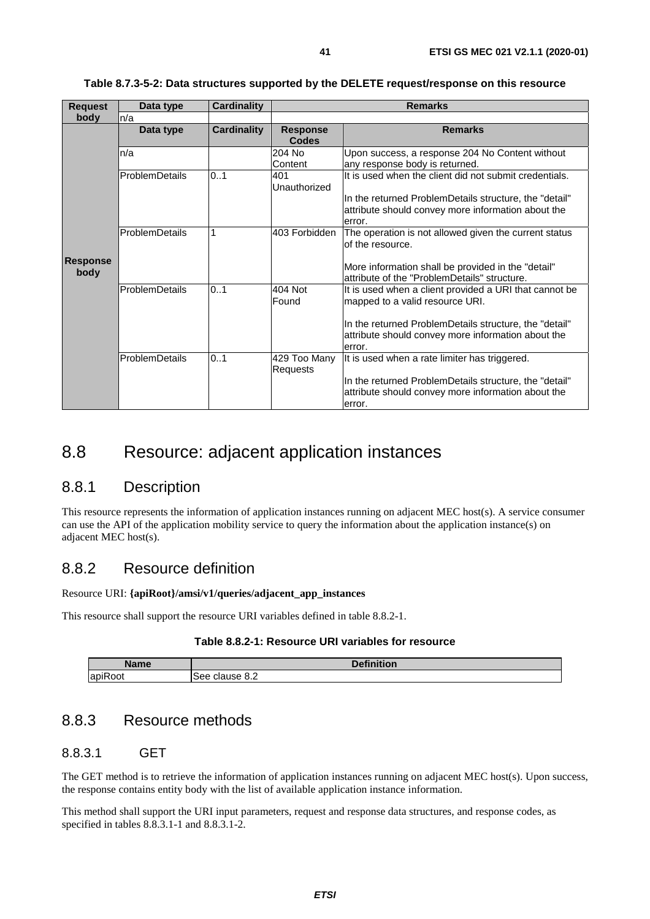**Table 8.7.3-5-2: Data structures supported by the DELETE request/response on this resource**

| Request body | Data type | Cardinality | Remarks | |
|---|---|---|---|---|
| | n/a | | | |
| Response body | Data type | Cardinality | Response Codes | Remarks |
| | n/a | | 204 No Content | Upon success, a response 204 No Content without any response body is returned. |
| | ProblemDetails | 0..1 | 401 Unauthorized | It is used when the client did not submit credentials.<br><br>In the returned ProblemDetails structure, the "detail" attribute should convey more information about the error. |
| | ProblemDetails | 1 | 403 Forbidden | The operation is not allowed given the current status of the resource.<br><br>More information shall be provided in the "detail" attribute of the "ProblemDetails" structure. |
| | ProblemDetails | 0..1 | 404 Not Found | It is used when a client provided a URI that cannot be mapped to a valid resource URI.<br><br>In the returned ProblemDetails structure, the "detail" attribute should convey more information about the error. |
| | ProblemDetails | 0..1 | 429 Too Many Requests | It is used when a rate limiter has triggered.<br><br>In the returned ProblemDetails structure, the "detail" attribute should convey more information about the error. |

# 8.8 Resource: adjacent application instances

## 8.8.1 Description

This resource represents the information of application instances running on adjacent MEC host(s). A service consumer can use the API of the application mobility service to query the information about the application instance(s) on adjacent MEC host(s).

## 8.8.2 Resource definition

Resource URI: **{apiRoot}/amsi/v1/queries/adjacent_app_instances**

This resource shall support the resource URI variables defined in table 8.8.2-1.

**Table 8.8.2-1: Resource URI variables for resource**

| Name | Definition |
|---|---|
| apiRoot | See clause 8.2 |

## 8.8.3 Resource methods

### 8.8.3.1 GET

The GET method is to retrieve the information of application instances running on adjacent MEC host(s). Upon success, the response contains entity body with the list of available application instance information.

This method shall support the URI input parameters, request and response data structures, and response codes, as specified in tables 8.8.3.1-1 and 8.8.3.1-2.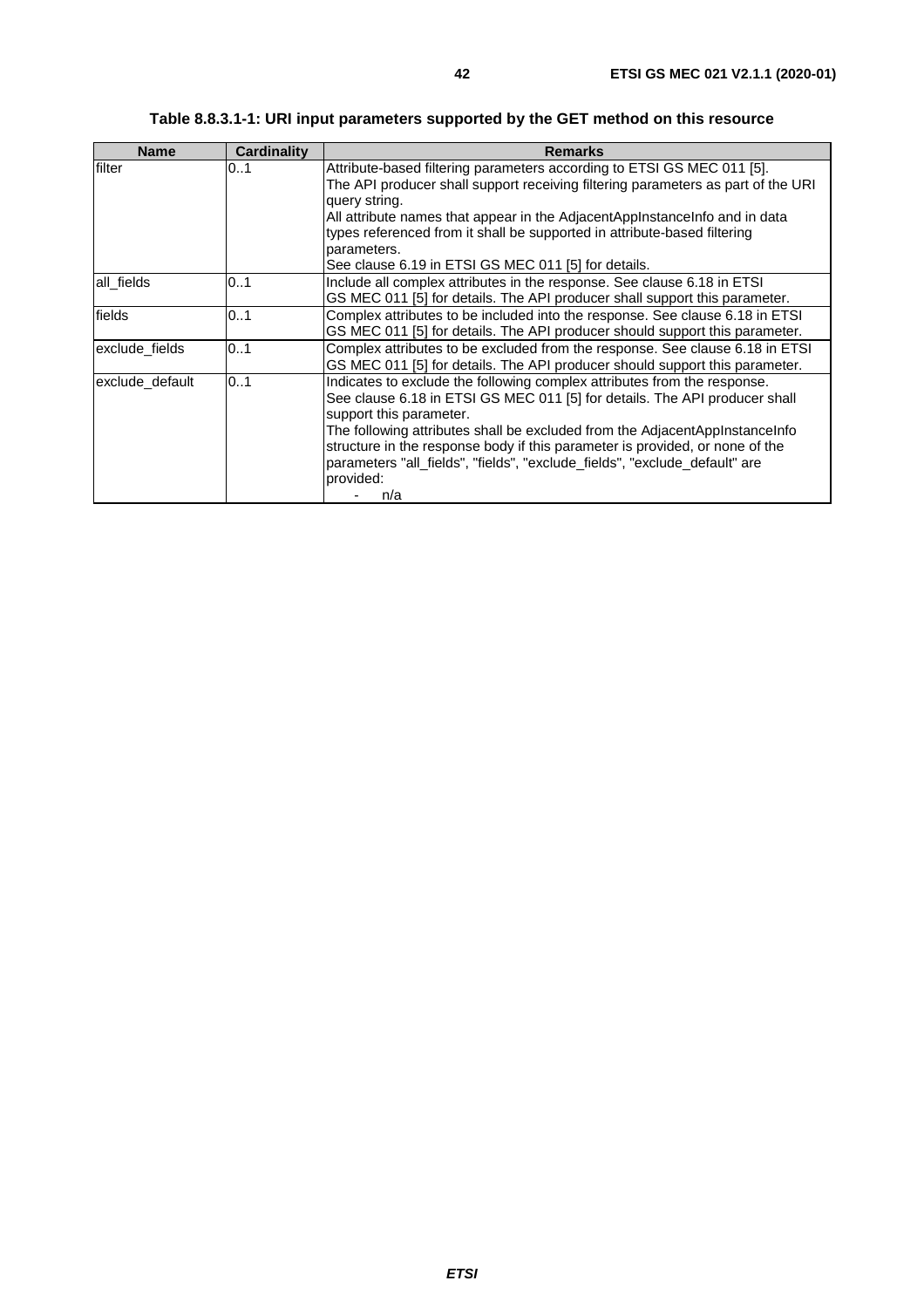**Table 8.8.3.1-1: URI input parameters supported by the GET method on this resource**

| Name | Cardinality | Remarks |
| --- | --- | --- |
| filter | 0..1 | Attribute-based filtering parameters according to ETSI GS MEC 011 [5].<br>The API producer shall support receiving filtering parameters as part of the URI query string.<br>All attribute names that appear in the AdjacentAppInstanceInfo and in data types referenced from it shall be supported in attribute-based filtering parameters.<br>See clause 6.19 in ETSI GS MEC 011 [5] for details. |
| all_fields | 0..1 | Include all complex attributes in the response. See clause 6.18 in ETSI GS MEC 011 [5] for details. The API producer shall support this parameter. |
| fields | 0..1 | Complex attributes to be included into the response. See clause 6.18 in ETSI GS MEC 011 [5] for details. The API producer should support this parameter. |
| exclude_fields | 0..1 | Complex attributes to be excluded from the response. See clause 6.18 in ETSI GS MEC 011 [5] for details. The API producer should support this parameter. |
| exclude_default | 0..1 | Indicates to exclude the following complex attributes from the response.<br>See clause 6.18 in ETSI GS MEC 011 [5] for details. The API producer shall support this parameter.<br>The following attributes shall be excluded from the AdjacentAppInstanceInfo structure in the response body if this parameter is provided, or none of the parameters "all_fields", "fields", "exclude_fields", "exclude_default" are provided:<br>- n/a |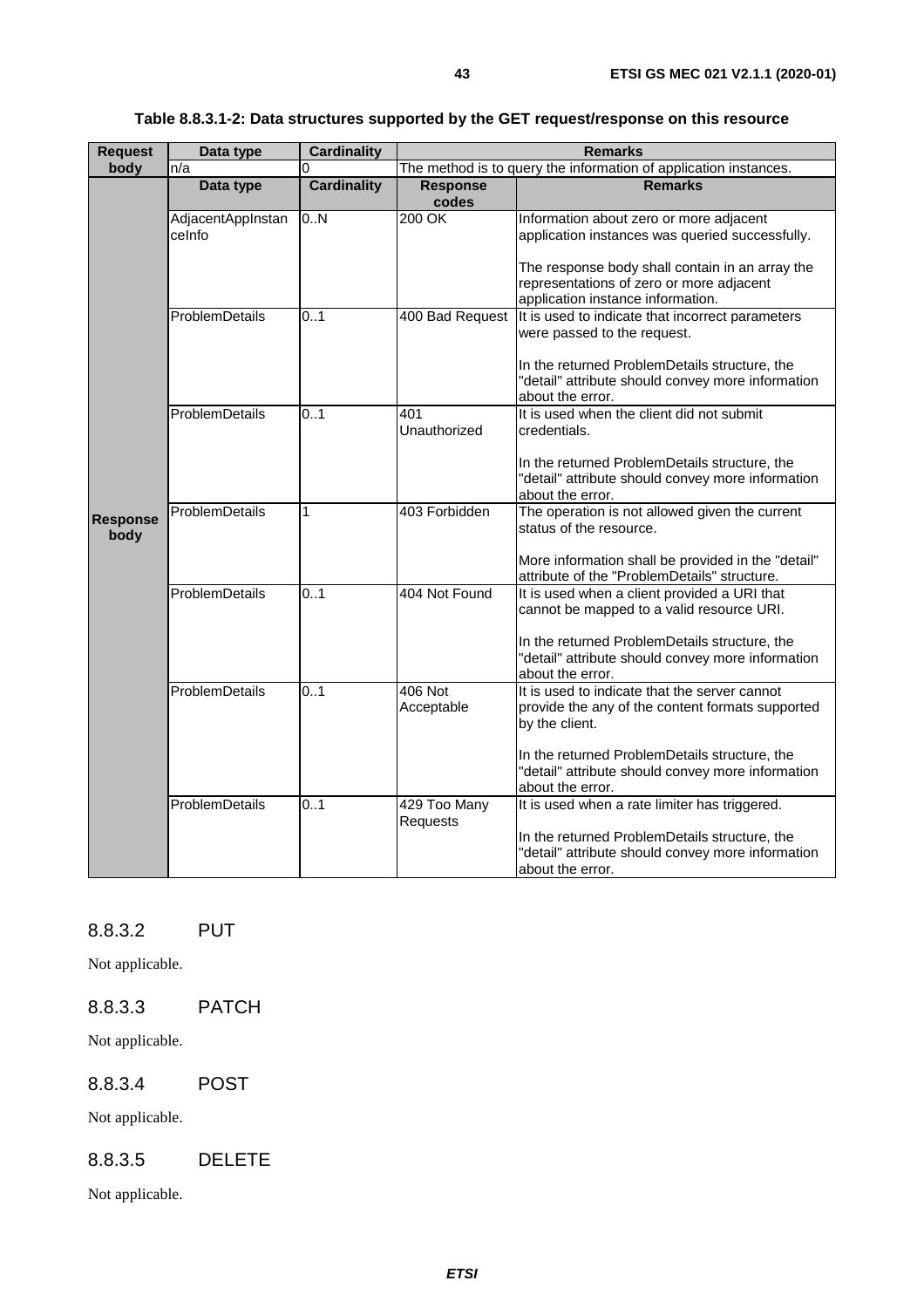**Table 8.8.3.1-2: Data structures supported by the GET request/response on this resource**

| Request body | Data type | Cardinality | Remarks | |
|---|---|---|---|---|
| | n/a | 0 | The method is to query the information of application instances. | |
| **Response body** | **Data type** | **Cardinality** | **Response codes** | **Remarks** |
| | AdjacentAppInstanceInfo | 0..N | 200 OK | Information about zero or more adjacent application instances was queried successfully.<br><br>The response body shall contain in an array the representations of zero or more adjacent application instance information. |
| | ProblemDetails | 0..1 | 400 Bad Request | It is used to indicate that incorrect parameters were passed to the request.<br><br>In the returned ProblemDetails structure, the "detail" attribute should convey more information about the error. |
| | ProblemDetails | 0..1 | 401 Unauthorized | It is used when the client did not submit credentials.<br><br>In the returned ProblemDetails structure, the "detail" attribute should convey more information about the error. |
| | ProblemDetails | 1 | 403 Forbidden | The operation is not allowed given the current status of the resource.<br><br>More information shall be provided in the "detail" attribute of the "ProblemDetails" structure. |
| | ProblemDetails | 0..1 | 404 Not Found | It is used when a client provided a URI that cannot be mapped to a valid resource URI.<br><br>In the returned ProblemDetails structure, the "detail" attribute should convey more information about the error. |
| | ProblemDetails | 0..1 | 406 Not Acceptable | It is used to indicate that the server cannot provide the any of the content formats supported by the client.<br><br>In the returned ProblemDetails structure, the "detail" attribute should convey more information about the error. |
| | ProblemDetails | 0..1 | 429 Too Many Requests | It is used when a rate limiter has triggered.<br><br>In the returned ProblemDetails structure, the "detail" attribute should convey more information about the error. |

### 8.8.3.2 PUT

Not applicable.

### 8.8.3.3 PATCH

Not applicable.

### 8.8.3.4 POST

Not applicable.

### 8.8.3.5 DELETE

Not applicable.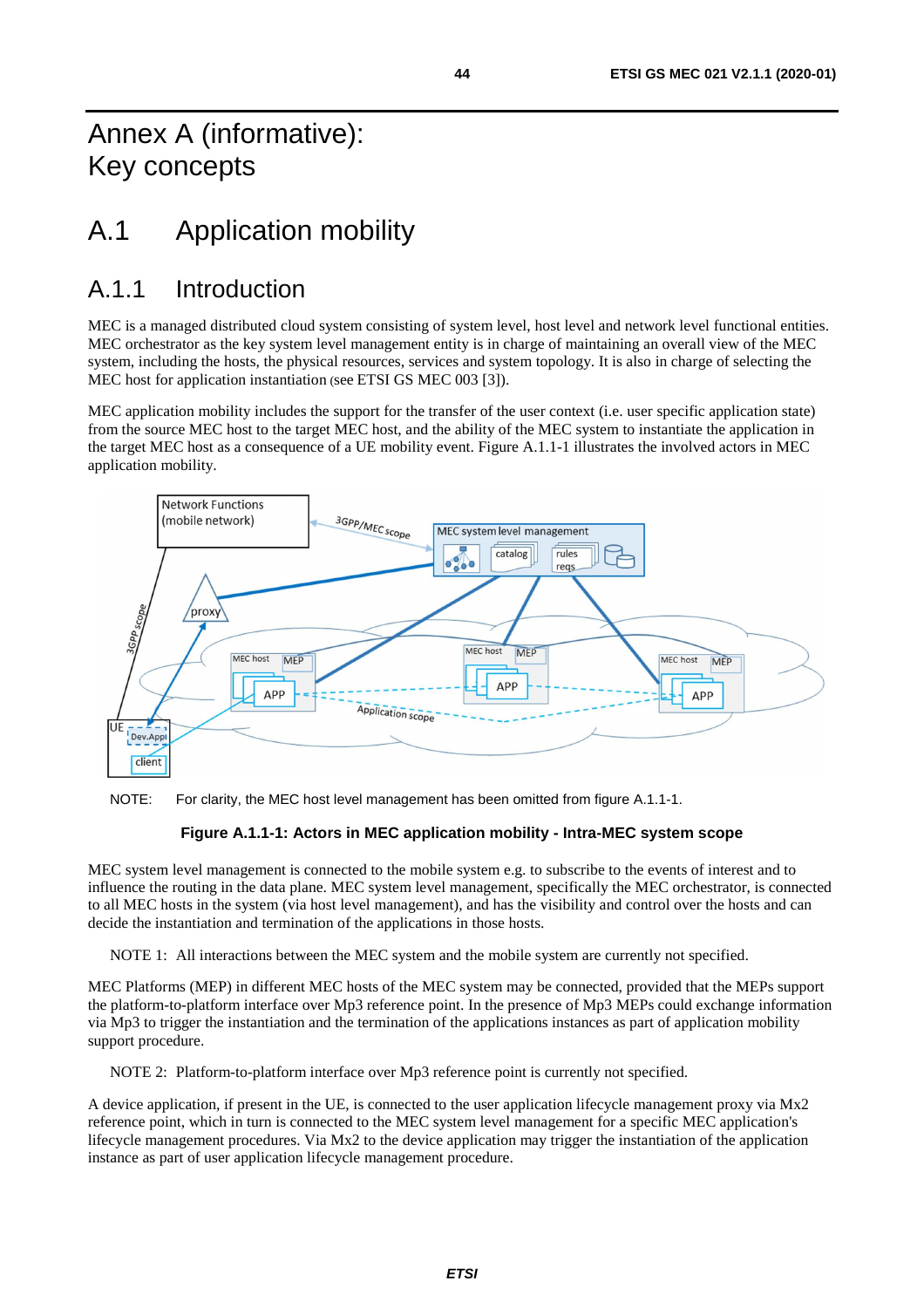# Annex A (informative): Key concepts

# A.1 Application mobility

## A.1.1 Introduction

MEC is a managed distributed cloud system consisting of system level, host level and network level functional entities. MEC orchestrator as the key system level management entity is in charge of maintaining an overall view of the MEC system, including the hosts, the physical resources, services and system topology. It is also in charge of selecting the MEC host for application instantiation (see ETSI GS MEC 003 [3]).

MEC application mobility includes the support for the transfer of the user context (i.e. user specific application state) from the source MEC host to the target MEC host, and the ability of the MEC system to instantiate the application in the target MEC host as a consequence of a UE mobility event. Figure A.1.1-1 illustrates the involved actors in MEC application mobility.

NOTE: For clarity, the MEC host level management has been omitted from figure A.1.1-1.

**Figure A.1.1-1: Actors in MEC application mobility - Intra-MEC system scope**

MEC system level management is connected to the mobile system e.g. to subscribe to the events of interest and to influence the routing in the data plane. MEC system level management, specifically the MEC orchestrator, is connected to all MEC hosts in the system (via host level management), and has the visibility and control over the hosts and can decide the instantiation and termination of the applications in those hosts.

NOTE 1: All interactions between the MEC system and the mobile system are currently not specified.

MEC Platforms (MEP) in different MEC hosts of the MEC system may be connected, provided that the MEPs support the platform-to-platform interface over Mp3 reference point. In the presence of Mp3 MEPs could exchange information via Mp3 to trigger the instantiation and the termination of the applications instances as part of application mobility support procedure.

NOTE 2: Platform-to-platform interface over Mp3 reference point is currently not specified.

A device application, if present in the UE, is connected to the user application lifecycle management proxy via Mx2 reference point, which in turn is connected to the MEC system level management for a specific MEC application's lifecycle management procedures. Via Mx2 to the device application may trigger the instantiation of the application instance as part of user application lifecycle management procedure.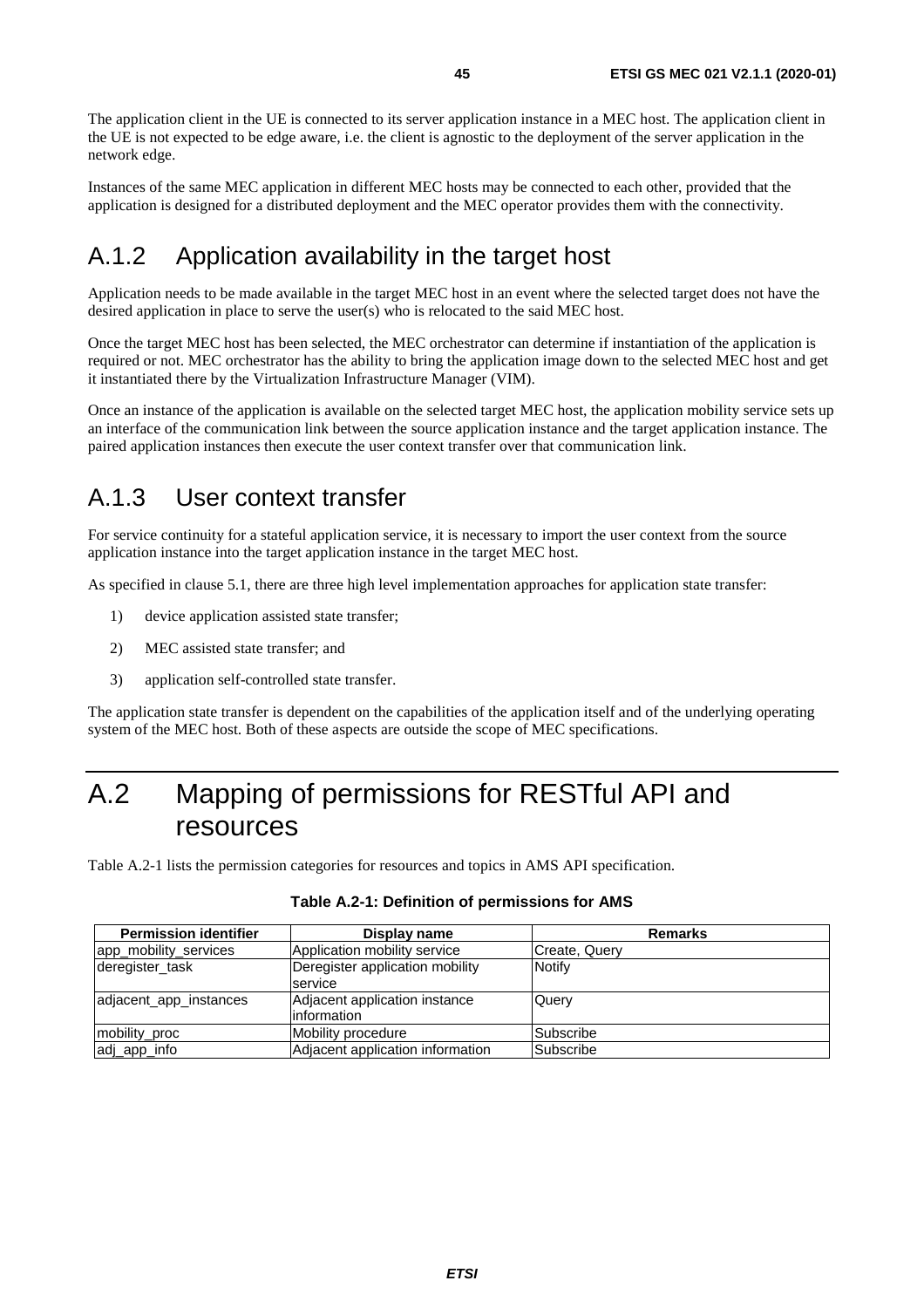The application client in the UE is connected to its server application instance in a MEC host. The application client in the UE is not expected to be edge aware, i.e. the client is agnostic to the deployment of the server application in the network edge.

Instances of the same MEC application in different MEC hosts may be connected to each other, provided that the application is designed for a distributed deployment and the MEC operator provides them with the connectivity.

## A.1.2 Application availability in the target host

Application needs to be made available in the target MEC host in an event where the selected target does not have the desired application in place to serve the user(s) who is relocated to the said MEC host.

Once the target MEC host has been selected, the MEC orchestrator can determine if instantiation of the application is required or not. MEC orchestrator has the ability to bring the application image down to the selected MEC host and get it instantiated there by the Virtualization Infrastructure Manager (VIM).

Once an instance of the application is available on the selected target MEC host, the application mobility service sets up an interface of the communication link between the source application instance and the target application instance. The paired application instances then execute the user context transfer over that communication link.

## A.1.3 User context transfer

For service continuity for a stateful application service, it is necessary to import the user context from the source application instance into the target application instance in the target MEC host.

As specified in clause 5.1, there are three high level implementation approaches for application state transfer:

1) device application assisted state transfer;
2) MEC assisted state transfer; and
3) application self-controlled state transfer.

The application state transfer is dependent on the capabilities of the application itself and of the underlying operating system of the MEC host. Both of these aspects are outside the scope of MEC specifications.

# A.2 Mapping of permissions for RESTful API and resources

Table A.2-1 lists the permission categories for resources and topics in AMS API specification.

**Table A.2-1: Definition of permissions for AMS**

| Permission identifier | Display name | Remarks |
| --- | --- | --- |
| app_mobility_services | Application mobility service | Create, Query |
| deregister_task | Deregister application mobility service | Notify |
| adjacent_app_instances | Adjacent application instance information | Query |
| mobility_proc | Mobility procedure | Subscribe |
| adj_app_info | Adjacent application information | Subscribe |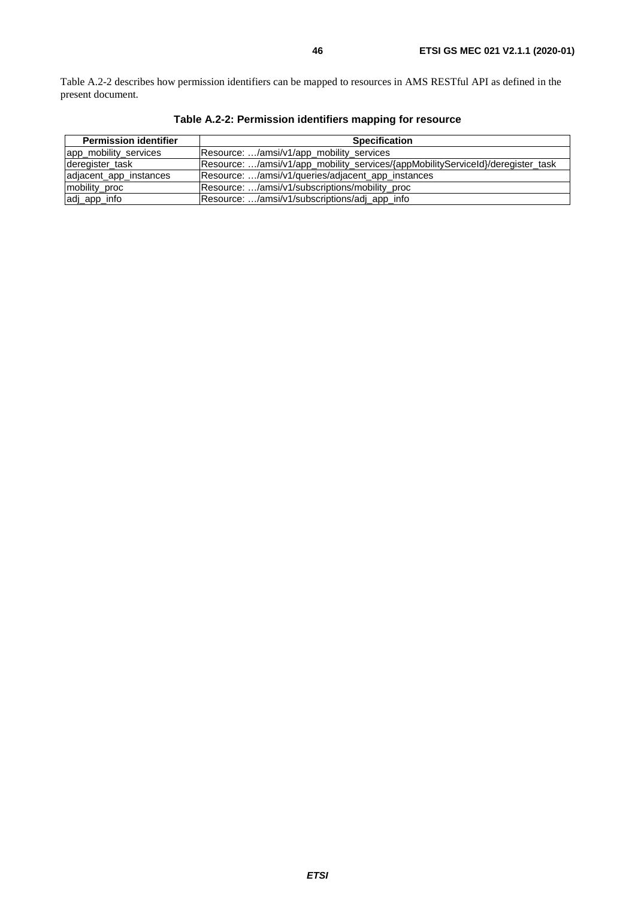Table A.2-2 describes how permission identifiers can be mapped to resources in AMS RESTful API as defined in the present document.

**Table A.2-2: Permission identifiers mapping for resource**

| Permission identifier | Specification |
|---|---|
| app_mobility_services | Resource: …/amsi/v1/app_mobility_services |
| deregister_task | Resource: …/amsi/v1/app_mobility_services/{appMobilityServiceId}/deregister_task |
| adjacent_app_instances | Resource: …/amsi/v1/queries/adjacent_app_instances |
| mobility_proc | Resource: …/amsi/v1/subscriptions/mobility_proc |
| adj_app_info | Resource: …/amsi/v1/subscriptions/adj_app_info |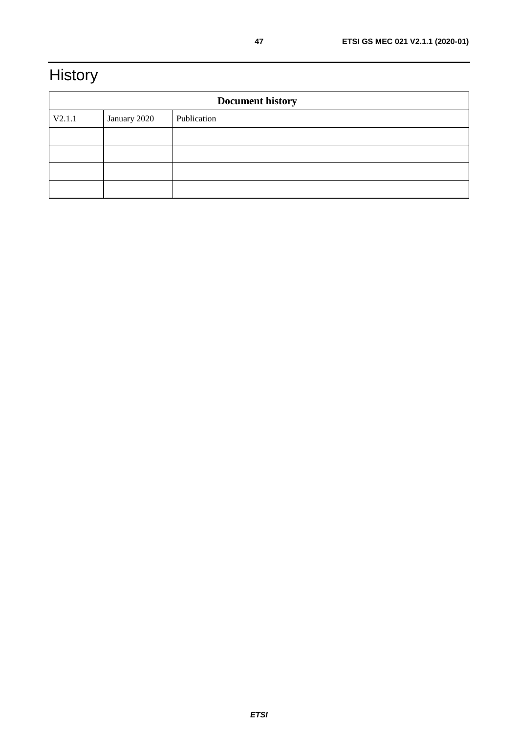# History

| Document history | | |
|---|---|---|
| V2.1.1 | January 2020 | Publication |
| | | |
| | | |
| | | |
| | | |